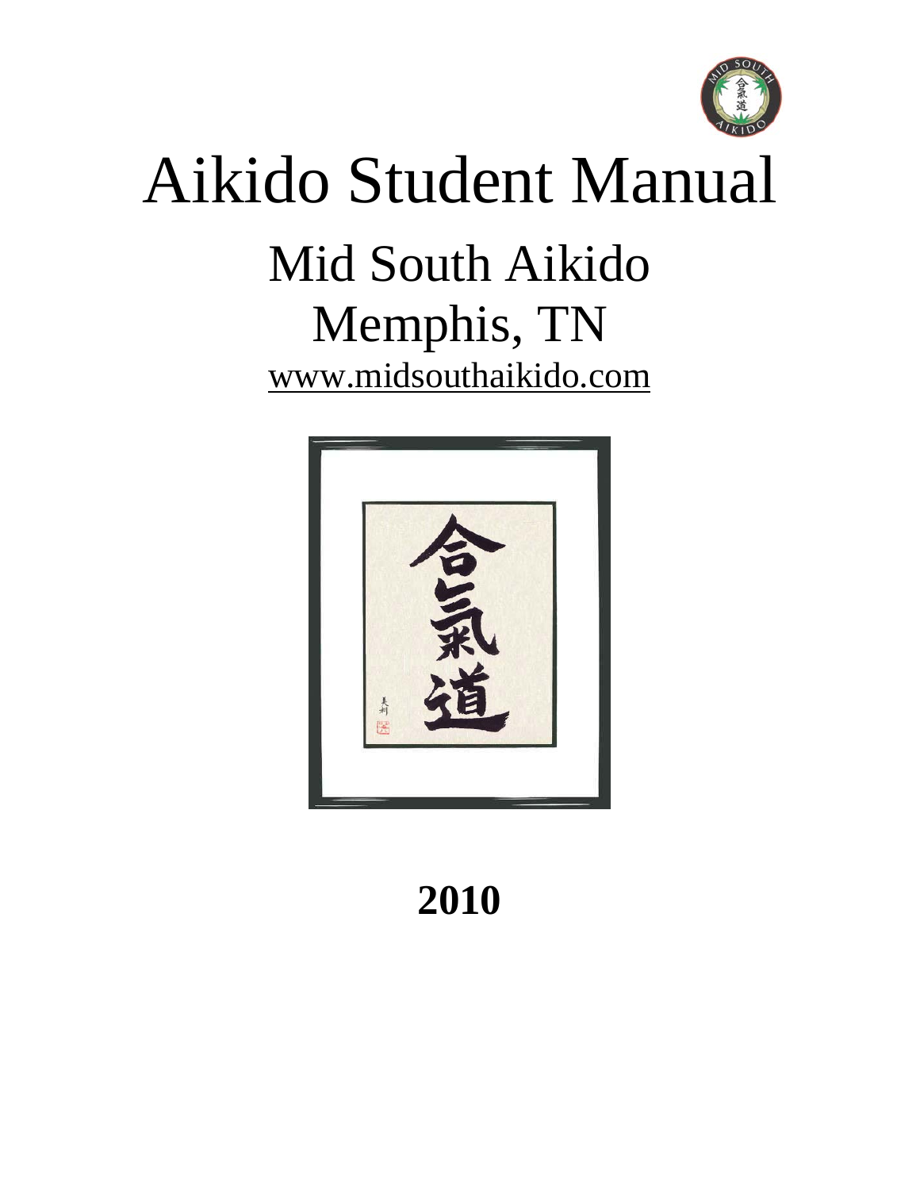# Aikido Student Manual

## Mid South Aikido
## Memphis, TN

www.midsouthaikido.com

**2010**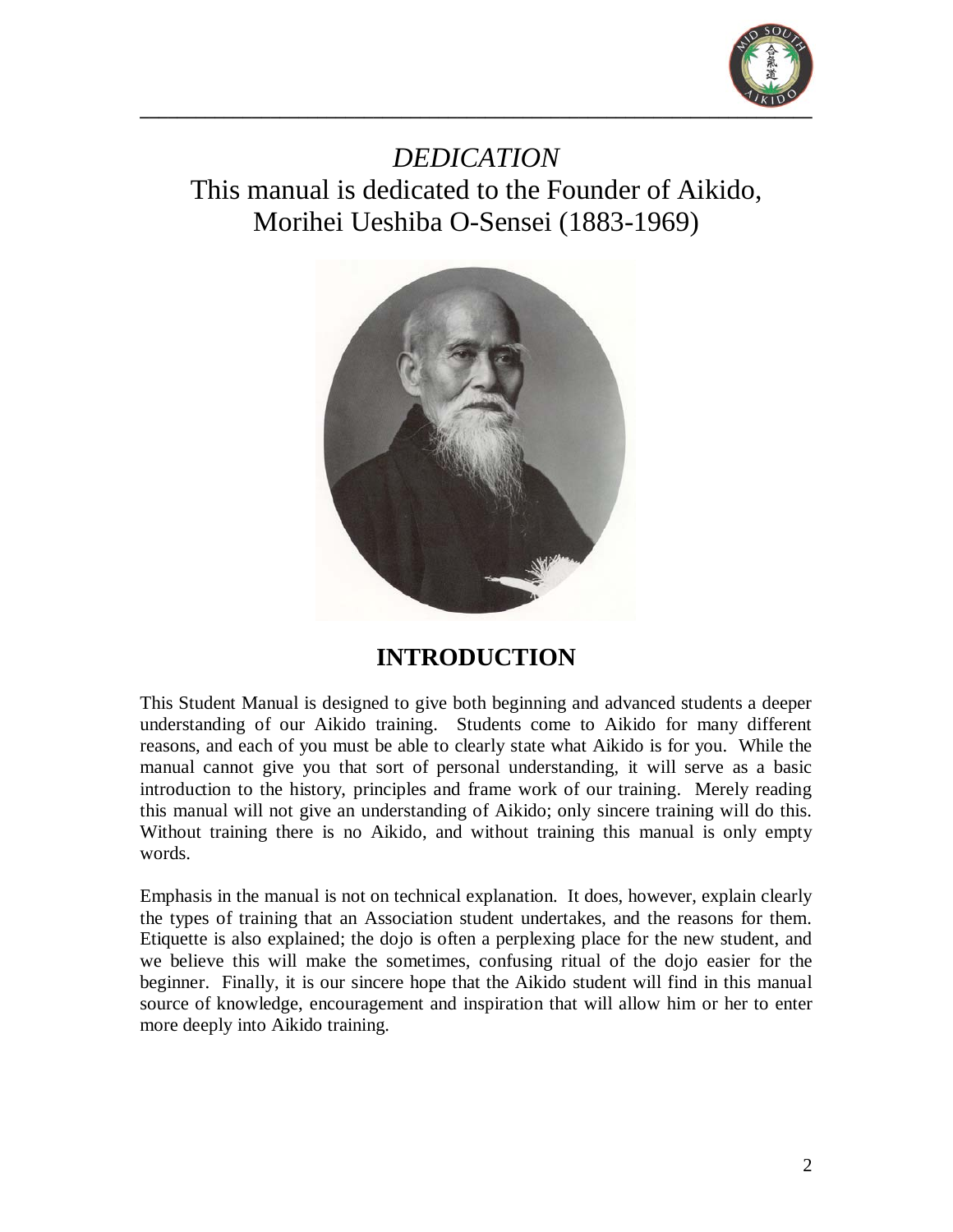*DEDICATION*

This manual is dedicated to the Founder of Aikido, Morihei Ueshiba O-Sensei (1883-1969)

## INTRODUCTION

This Student Manual is designed to give both beginning and advanced students a deeper understanding of our Aikido training. Students come to Aikido for many different reasons, and each of you must be able to clearly state what Aikido is for you. While the manual cannot give you that sort of personal understanding, it will serve as a basic introduction to the history, principles and frame work of our training. Merely reading this manual will not give an understanding of Aikido; only sincere training will do this. Without training there is no Aikido, and without training this manual is only empty words.

Emphasis in the manual is not on technical explanation. It does, however, explain clearly the types of training that an Association student undertakes, and the reasons for them. Etiquette is also explained; the dojo is often a perplexing place for the new student, and we believe this will make the sometimes, confusing ritual of the dojo easier for the beginner. Finally, it is our sincere hope that the Aikido student will find in this manual source of knowledge, encouragement and inspiration that will allow him or her to enter more deeply into Aikido training.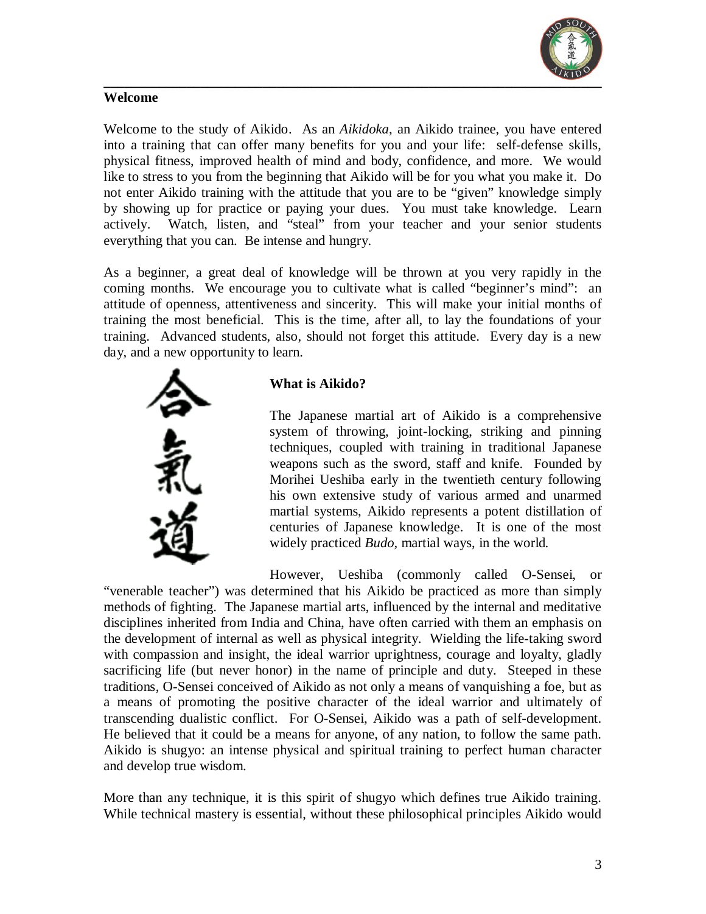## Welcome

Welcome to the study of Aikido. As an *Aikidoka*, an Aikido trainee, you have entered into a training that can offer many benefits for you and your life: self-defense skills, physical fitness, improved health of mind and body, confidence, and more. We would like to stress to you from the beginning that Aikido will be for you what you make it. Do not enter Aikido training with the attitude that you are to be "given" knowledge simply by showing up for practice or paying your dues. You must take knowledge. Learn actively. Watch, listen, and "steal" from your teacher and your senior students everything that you can. Be intense and hungry.

As a beginner, a great deal of knowledge will be thrown at you very rapidly in the coming months. We encourage you to cultivate what is called "beginner's mind": an attitude of openness, attentiveness and sincerity. This will make your initial months of training the most beneficial. This is the time, after all, to lay the foundations of your training. Advanced students, also, should not forget this attitude. Every day is a new day, and a new opportunity to learn.

### What is Aikido?

The Japanese martial art of Aikido is a comprehensive system of throwing, joint-locking, striking and pinning techniques, coupled with training in traditional Japanese weapons such as the sword, staff and knife. Founded by Morihei Ueshiba early in the twentieth century following his own extensive study of various armed and unarmed martial systems, Aikido represents a potent distillation of centuries of Japanese knowledge. It is one of the most widely practiced *Budo*, martial ways, in the world.

However, Ueshiba (commonly called O-Sensei, or "venerable teacher") was determined that his Aikido be practiced as more than simply methods of fighting. The Japanese martial arts, influenced by the internal and meditative disciplines inherited from India and China, have often carried with them an emphasis on the development of internal as well as physical integrity. Wielding the life-taking sword with compassion and insight, the ideal warrior uprightness, courage and loyalty, gladly sacrificing life (but never honor) in the name of principle and duty. Steeped in these traditions, O-Sensei conceived of Aikido as not only a means of vanquishing a foe, but as a means of promoting the positive character of the ideal warrior and ultimately of transcending dualistic conflict. For O-Sensei, Aikido was a path of self-development. He believed that it could be a means for anyone, of any nation, to follow the same path. Aikido is shugyo: an intense physical and spiritual training to perfect human character and develop true wisdom.

More than any technique, it is this spirit of shugyo which defines true Aikido training. While technical mastery is essential, without these philosophical principles Aikido would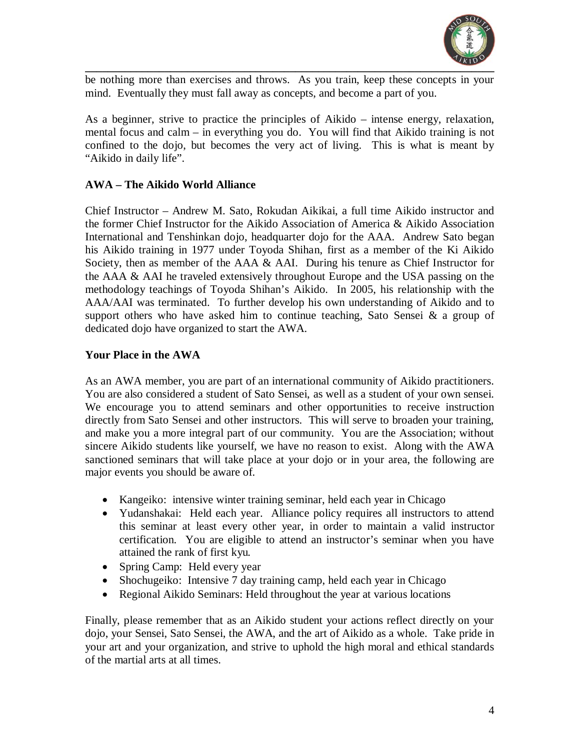be nothing more than exercises and throws. As you train, keep these concepts in your mind. Eventually they must fall away as concepts, and become a part of you.

As a beginner, strive to practice the principles of Aikido – intense energy, relaxation, mental focus and calm – in everything you do. You will find that Aikido training is not confined to the dojo, but becomes the very act of living. This is what is meant by "Aikido in daily life".

**AWA – The Aikido World Alliance**

Chief Instructor – Andrew M. Sato, Rokudan Aikikai, a full time Aikido instructor and the former Chief Instructor for the Aikido Association of America & Aikido Association International and Tenshinkan dojo, headquarter dojo for the AAA. Andrew Sato began his Aikido training in 1977 under Toyoda Shihan, first as a member of the Ki Aikido Society, then as member of the AAA & AAI. During his tenure as Chief Instructor for the AAA & AAI he traveled extensively throughout Europe and the USA passing on the methodology teachings of Toyoda Shihan's Aikido. In 2005, his relationship with the AAA/AAI was terminated. To further develop his own understanding of Aikido and to support others who have asked him to continue teaching, Sato Sensei & a group of dedicated dojo have organized to start the AWA.

**Your Place in the AWA**

As an AWA member, you are part of an international community of Aikido practitioners. You are also considered a student of Sato Sensei, as well as a student of your own sensei. We encourage you to attend seminars and other opportunities to receive instruction directly from Sato Sensei and other instructors. This will serve to broaden your training, and make you a more integral part of our community. You are the Association; without sincere Aikido students like yourself, we have no reason to exist. Along with the AWA sanctioned seminars that will take place at your dojo or in your area, the following are major events you should be aware of.

- Kangeiko: intensive winter training seminar, held each year in Chicago
- Yudanshakai: Held each year. Alliance policy requires all instructors to attend this seminar at least every other year, in order to maintain a valid instructor certification. You are eligible to attend an instructor's seminar when you have attained the rank of first kyu.
- Spring Camp: Held every year
- Shochugeiko: Intensive 7 day training camp, held each year in Chicago
- Regional Aikido Seminars: Held throughout the year at various locations

Finally, please remember that as an Aikido student your actions reflect directly on your dojo, your Sensei, Sato Sensei, the AWA, and the art of Aikido as a whole. Take pride in your art and your organization, and strive to uphold the high moral and ethical standards of the martial arts at all times.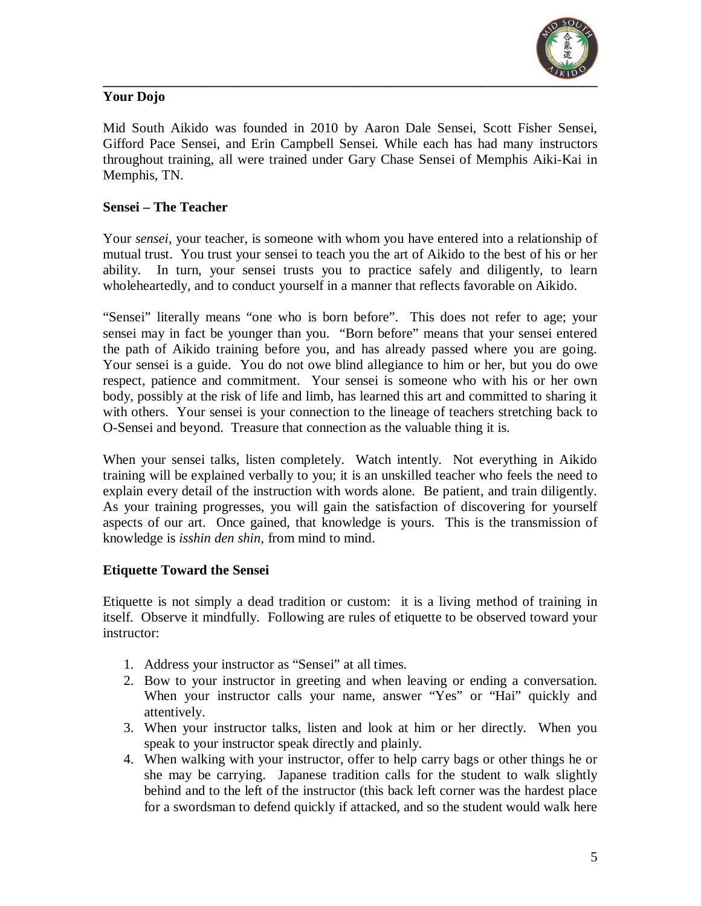## Your Dojo

Mid South Aikido was founded in 2010 by Aaron Dale Sensei, Scott Fisher Sensei, Gifford Pace Sensei, and Erin Campbell Sensei. While each has had many instructors throughout training, all were trained under Gary Chase Sensei of Memphis Aiki-Kai in Memphis, TN.

## Sensei – The Teacher

Your *sensei*, your teacher, is someone with whom you have entered into a relationship of mutual trust. You trust your sensei to teach you the art of Aikido to the best of his or her ability. In turn, your sensei trusts you to practice safely and diligently, to learn wholeheartedly, and to conduct yourself in a manner that reflects favorable on Aikido.

"Sensei" literally means "one who is born before". This does not refer to age; your sensei may in fact be younger than you. "Born before" means that your sensei entered the path of Aikido training before you, and has already passed where you are going. Your sensei is a guide. You do not owe blind allegiance to him or her, but you do owe respect, patience and commitment. Your sensei is someone who with his or her own body, possibly at the risk of life and limb, has learned this art and committed to sharing it with others. Your sensei is your connection to the lineage of teachers stretching back to O-Sensei and beyond. Treasure that connection as the valuable thing it is.

When your sensei talks, listen completely. Watch intently. Not everything in Aikido training will be explained verbally to you; it is an unskilled teacher who feels the need to explain every detail of the instruction with words alone. Be patient, and train diligently. As your training progresses, you will gain the satisfaction of discovering for yourself aspects of our art. Once gained, that knowledge is yours. This is the transmission of knowledge is *isshin den shin*, from mind to mind.

## Etiquette Toward the Sensei

Etiquette is not simply a dead tradition or custom: it is a living method of training in itself. Observe it mindfully. Following are rules of etiquette to be observed toward your instructor:

1. Address your instructor as "Sensei" at all times.
2. Bow to your instructor in greeting and when leaving or ending a conversation. When your instructor calls your name, answer "Yes" or "Hai" quickly and attentively.
3. When your instructor talks, listen and look at him or her directly. When you speak to your instructor speak directly and plainly.
4. When walking with your instructor, offer to help carry bags or other things he or she may be carrying. Japanese tradition calls for the student to walk slightly behind and to the left of the instructor (this back left corner was the hardest place for a swordsman to defend quickly if attacked, and so the student would walk here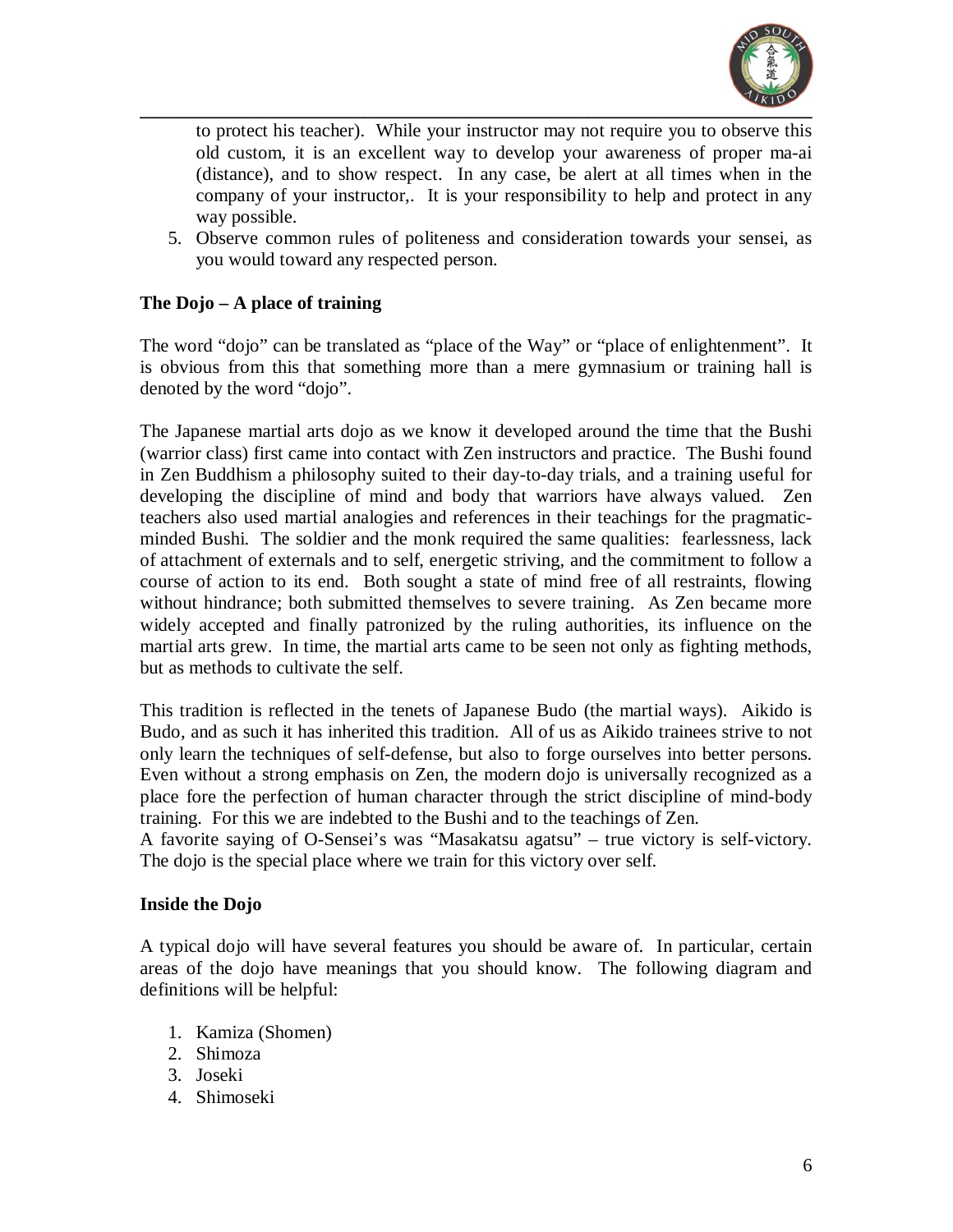to protect his teacher). While your instructor may not require you to observe this old custom, it is an excellent way to develop your awareness of proper ma-ai (distance), and to show respect. In any case, be alert at all times when in the company of your instructor,. It is your responsibility to help and protect in any way possible.

5. Observe common rules of politeness and consideration towards your sensei, as you would toward any respected person.

**The Dojo – A place of training**

The word "dojo" can be translated as "place of the Way" or "place of enlightenment". It is obvious from this that something more than a mere gymnasium or training hall is denoted by the word "dojo".

The Japanese martial arts dojo as we know it developed around the time that the Bushi (warrior class) first came into contact with Zen instructors and practice. The Bushi found in Zen Buddhism a philosophy suited to their day-to-day trials, and a training useful for developing the discipline of mind and body that warriors have always valued. Zen teachers also used martial analogies and references in their teachings for the pragmatic-minded Bushi. The soldier and the monk required the same qualities: fearlessness, lack of attachment of externals and to self, energetic striving, and the commitment to follow a course of action to its end. Both sought a state of mind free of all restraints, flowing without hindrance; both submitted themselves to severe training. As Zen became more widely accepted and finally patronized by the ruling authorities, its influence on the martial arts grew. In time, the martial arts came to be seen not only as fighting methods, but as methods to cultivate the self.

This tradition is reflected in the tenets of Japanese Budo (the martial ways). Aikido is Budo, and as such it has inherited this tradition. All of us as Aikido trainees strive to not only learn the techniques of self-defense, but also to forge ourselves into better persons. Even without a strong emphasis on Zen, the modern dojo is universally recognized as a place fore the perfection of human character through the strict discipline of mind-body training. For this we are indebted to the Bushi and to the teachings of Zen.
A favorite saying of O-Sensei's was "Masakatsu agatsu" – true victory is self-victory. The dojo is the special place where we train for this victory over self.

**Inside the Dojo**

A typical dojo will have several features you should be aware of. In particular, certain areas of the dojo have meanings that you should know. The following diagram and definitions will be helpful:

1. Kamiza (Shomen)
2. Shimoza
3. Joseki
4. Shimoseki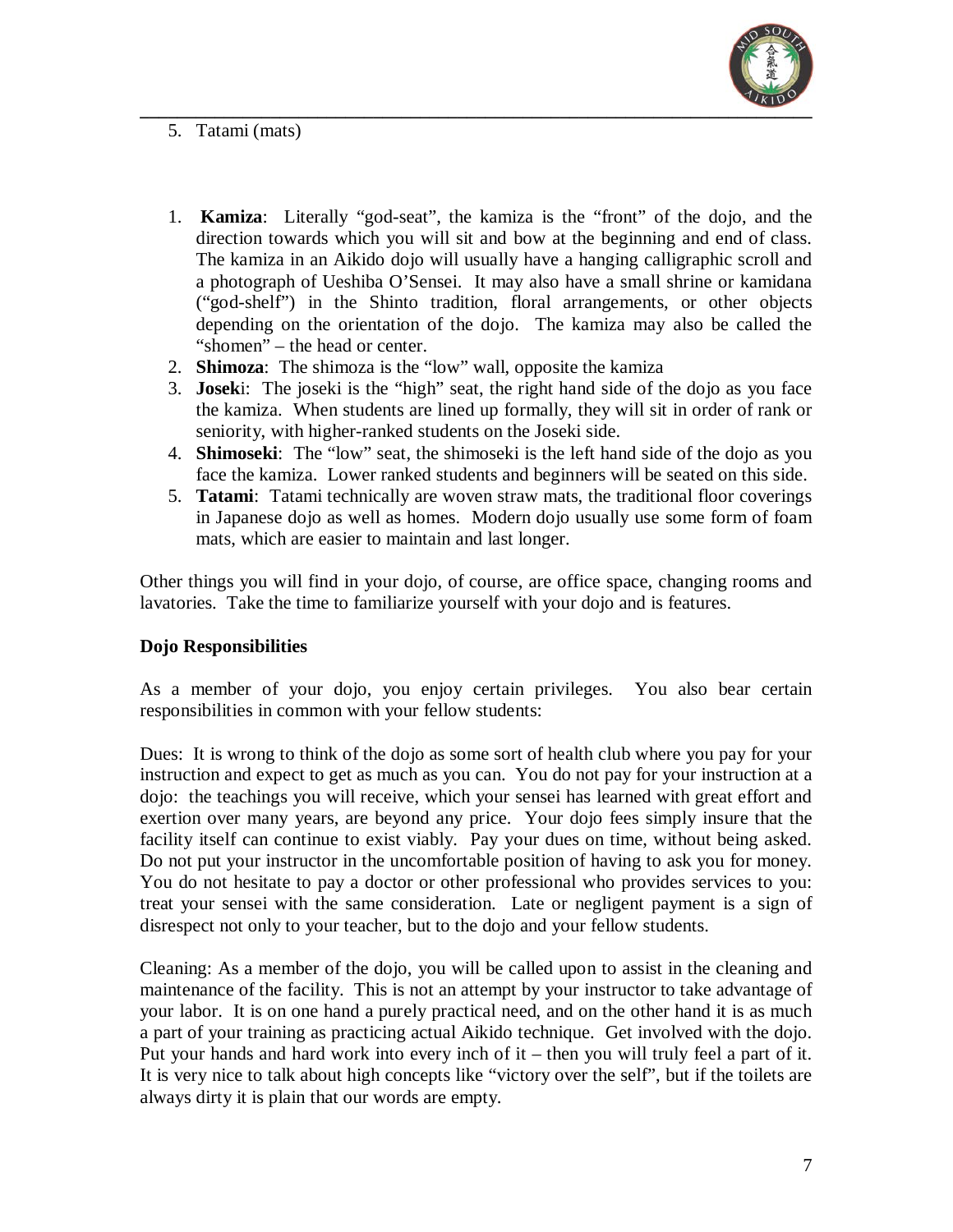5. Tatami (mats)

1. **Kamiza**: Literally "god-seat", the kamiza is the "front" of the dojo, and the direction towards which you will sit and bow at the beginning and end of class. The kamiza in an Aikido dojo will usually have a hanging calligraphic scroll and a photograph of Ueshiba O'Sensei. It may also have a small shrine or kamidana ("god-shelf") in the Shinto tradition, floral arrangements, or other objects depending on the orientation of the dojo. The kamiza may also be called the "shomen" – the head or center.
2. **Shimoza**: The shimoza is the "low" wall, opposite the kamiza
3. **Joseki**: The joseki is the "high" seat, the right hand side of the dojo as you face the kamiza. When students are lined up formally, they will sit in order of rank or seniority, with higher-ranked students on the Joseki side.
4. **Shimoseki**: The "low" seat, the shimoseki is the left hand side of the dojo as you face the kamiza. Lower ranked students and beginners will be seated on this side.
5. **Tatami**: Tatami technically are woven straw mats, the traditional floor coverings in Japanese dojo as well as homes. Modern dojo usually use some form of foam mats, which are easier to maintain and last longer.

Other things you will find in your dojo, of course, are office space, changing rooms and lavatories. Take the time to familiarize yourself with your dojo and is features.

**Dojo Responsibilities**

As a member of your dojo, you enjoy certain privileges. You also bear certain responsibilities in common with your fellow students:

Dues: It is wrong to think of the dojo as some sort of health club where you pay for your instruction and expect to get as much as you can. You do not pay for your instruction at a dojo: the teachings you will receive, which your sensei has learned with great effort and exertion over many years, are beyond any price. Your dojo fees simply insure that the facility itself can continue to exist viably. Pay your dues on time, without being asked. Do not put your instructor in the uncomfortable position of having to ask you for money. You do not hesitate to pay a doctor or other professional who provides services to you: treat your sensei with the same consideration. Late or negligent payment is a sign of disrespect not only to your teacher, but to the dojo and your fellow students.

Cleaning: As a member of the dojo, you will be called upon to assist in the cleaning and maintenance of the facility. This is not an attempt by your instructor to take advantage of your labor. It is on one hand a purely practical need, and on the other hand it is as much a part of your training as practicing actual Aikido technique. Get involved with the dojo. Put your hands and hard work into every inch of it – then you will truly feel a part of it. It is very nice to talk about high concepts like "victory over the self", but if the toilets are always dirty it is plain that our words are empty.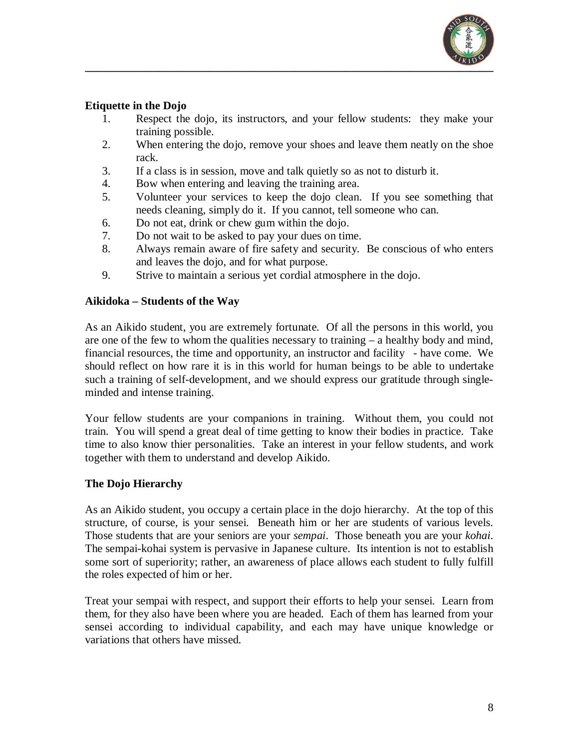**Etiquette in the Dojo**

1. Respect the dojo, its instructors, and your fellow students: they make your training possible.
2. When entering the dojo, remove your shoes and leave them neatly on the shoe rack.
3. If a class is in session, move and talk quietly so as not to disturb it.
4. Bow when entering and leaving the training area.
5. Volunteer your services to keep the dojo clean. If you see something that needs cleaning, simply do it. If you cannot, tell someone who can.
6. Do not eat, drink or chew gum within the dojo.
7. Do not wait to be asked to pay your dues on time.
8. Always remain aware of fire safety and security. Be conscious of who enters and leaves the dojo, and for what purpose.
9. Strive to maintain a serious yet cordial atmosphere in the dojo.

**Aikidoka – Students of the Way**

As an Aikido student, you are extremely fortunate. Of all the persons in this world, you are one of the few to whom the qualities necessary to training – a healthy body and mind, financial resources, the time and opportunity, an instructor and facility - have come. We should reflect on how rare it is in this world for human beings to be able to undertake such a training of self-development, and we should express our gratitude through single-minded and intense training.

Your fellow students are your companions in training. Without them, you could not train. You will spend a great deal of time getting to know their bodies in practice. Take time to also know thier personalities. Take an interest in your fellow students, and work together with them to understand and develop Aikido.

**The Dojo Hierarchy**

As an Aikido student, you occupy a certain place in the dojo hierarchy. At the top of this structure, of course, is your sensei. Beneath him or her are students of various levels. Those students that are your seniors are your *sempai*. Those beneath you are your *kohai*. The sempai-kohai system is pervasive in Japanese culture. Its intention is not to establish some sort of superiority; rather, an awareness of place allows each student to fully fulfill the roles expected of him or her.

Treat your sempai with respect, and support their efforts to help your sensei. Learn from them, for they also have been where you are headed. Each of them has learned from your sensei according to individual capability, and each may have unique knowledge or variations that others have missed.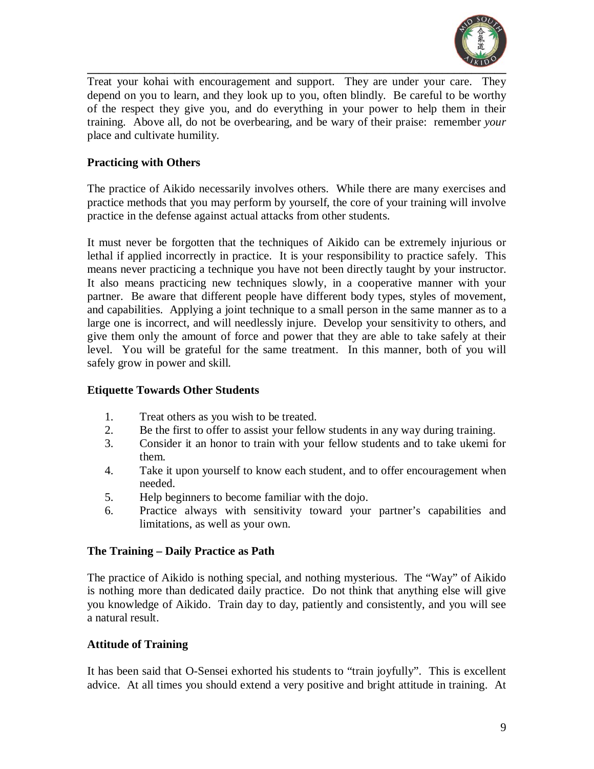Treat your kohai with encouragement and support. They are under your care. They depend on you to learn, and they look up to you, often blindly. Be careful to be worthy of the respect they give you, and do everything in your power to help them in their training. Above all, do not be overbearing, and be wary of their praise: remember *your* place and cultivate humility.

**Practicing with Others**

The practice of Aikido necessarily involves others. While there are many exercises and practice methods that you may perform by yourself, the core of your training will involve practice in the defense against actual attacks from other students.

It must never be forgotten that the techniques of Aikido can be extremely injurious or lethal if applied incorrectly in practice. It is your responsibility to practice safely. This means never practicing a technique you have not been directly taught by your instructor. It also means practicing new techniques slowly, in a cooperative manner with your partner. Be aware that different people have different body types, styles of movement, and capabilities. Applying a joint technique to a small person in the same manner as to a large one is incorrect, and will needlessly injure. Develop your sensitivity to others, and give them only the amount of force and power that they are able to take safely at their level. You will be grateful for the same treatment. In this manner, both of you will safely grow in power and skill.

**Etiquette Towards Other Students**

1. Treat others as you wish to be treated.
2. Be the first to offer to assist your fellow students in any way during training.
3. Consider it an honor to train with your fellow students and to take ukemi for them.
4. Take it upon yourself to know each student, and to offer encouragement when needed.
5. Help beginners to become familiar with the dojo.
6. Practice always with sensitivity toward your partner's capabilities and limitations, as well as your own.

**The Training – Daily Practice as Path**

The practice of Aikido is nothing special, and nothing mysterious. The "Way" of Aikido is nothing more than dedicated daily practice. Do not think that anything else will give you knowledge of Aikido. Train day to day, patiently and consistently, and you will see a natural result.

**Attitude of Training**

It has been said that O-Sensei exhorted his students to "train joyfully". This is excellent advice. At all times you should extend a very positive and bright attitude in training. At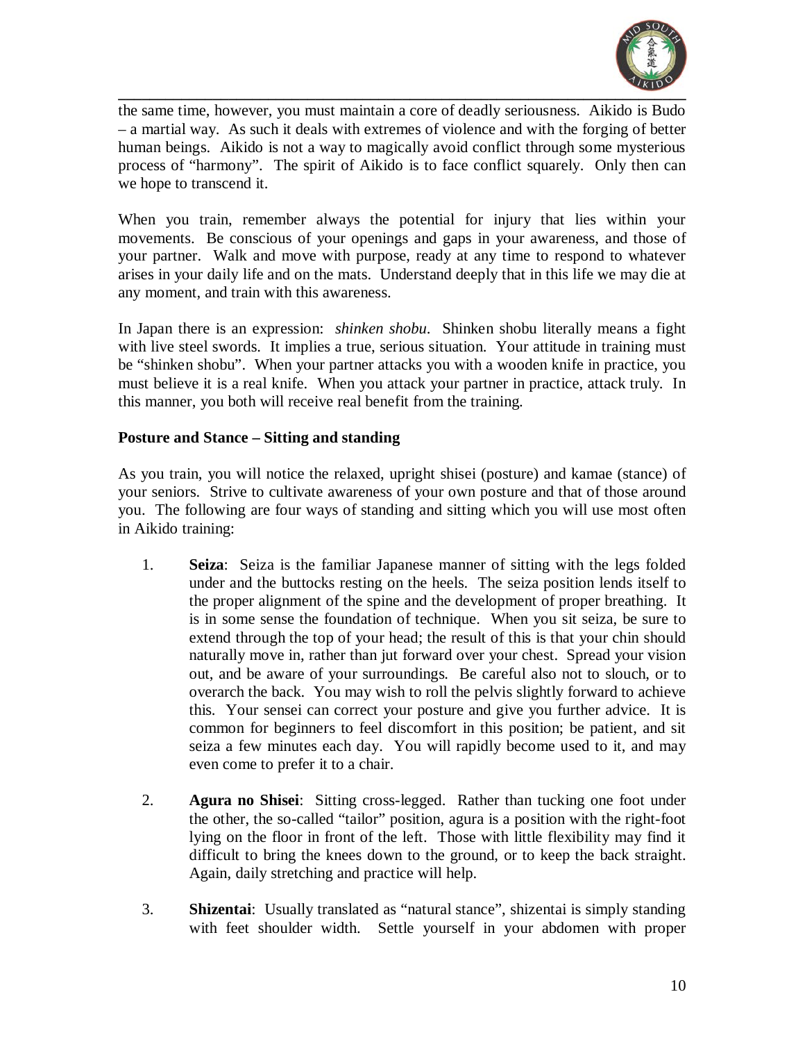the same time, however, you must maintain a core of deadly seriousness. Aikido is Budo – a martial way. As such it deals with extremes of violence and with the forging of better human beings. Aikido is not a way to magically avoid conflict through some mysterious process of "harmony". The spirit of Aikido is to face conflict squarely. Only then can we hope to transcend it.

When you train, remember always the potential for injury that lies within your movements. Be conscious of your openings and gaps in your awareness, and those of your partner. Walk and move with purpose, ready at any time to respond to whatever arises in your daily life and on the mats. Understand deeply that in this life we may die at any moment, and train with this awareness.

In Japan there is an expression: *shinken shobu*. Shinken shobu literally means a fight with live steel swords. It implies a true, serious situation. Your attitude in training must be "shinken shobu". When your partner attacks you with a wooden knife in practice, you must believe it is a real knife. When you attack your partner in practice, attack truly. In this manner, you both will receive real benefit from the training.

**Posture and Stance – Sitting and standing**

As you train, you will notice the relaxed, upright shisei (posture) and kamae (stance) of your seniors. Strive to cultivate awareness of your own posture and that of those around you. The following are four ways of standing and sitting which you will use most often in Aikido training:

1. **Seiza**: Seiza is the familiar Japanese manner of sitting with the legs folded under and the buttocks resting on the heels. The seiza position lends itself to the proper alignment of the spine and the development of proper breathing. It is in some sense the foundation of technique. When you sit seiza, be sure to extend through the top of your head; the result of this is that your chin should naturally move in, rather than jut forward over your chest. Spread your vision out, and be aware of your surroundings. Be careful also not to slouch, or to overarch the back. You may wish to roll the pelvis slightly forward to achieve this. Your sensei can correct your posture and give you further advice. It is common for beginners to feel discomfort in this position; be patient, and sit seiza a few minutes each day. You will rapidly become used to it, and may even come to prefer it to a chair.

2. **Agura no Shisei**: Sitting cross-legged. Rather than tucking one foot under the other, the so-called "tailor" position, agura is a position with the right-foot lying on the floor in front of the left. Those with little flexibility may find it difficult to bring the knees down to the ground, or to keep the back straight. Again, daily stretching and practice will help.

3. **Shizentai**: Usually translated as "natural stance", shizentai is simply standing with feet shoulder width. Settle yourself in your abdomen with proper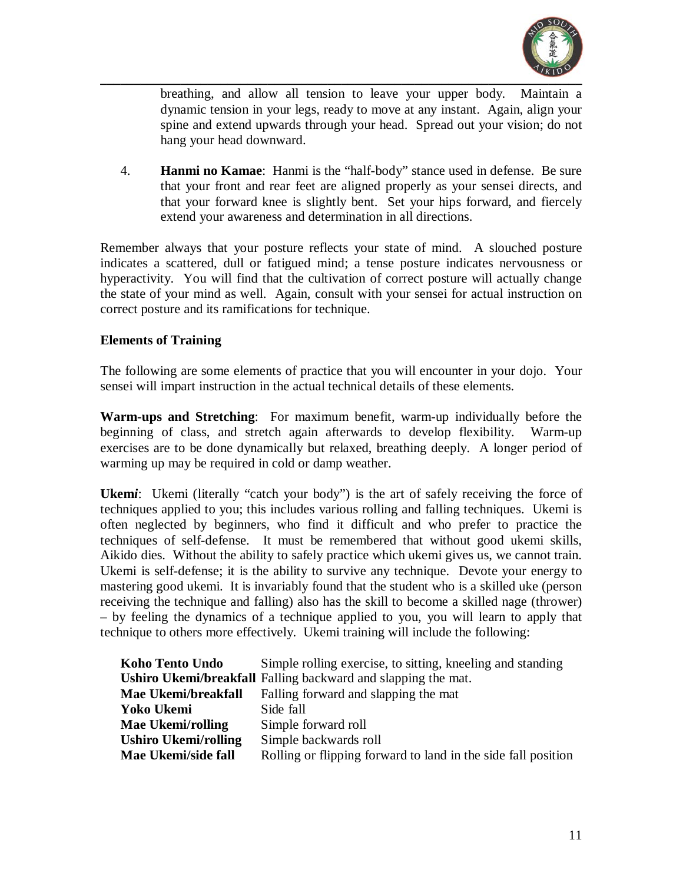breathing, and allow all tension to leave your upper body. Maintain a dynamic tension in your legs, ready to move at any instant. Again, align your spine and extend upwards through your head. Spread out your vision; do not hang your head downward.

4. **Hanmi no Kamae**: Hanmi is the "half-body" stance used in defense. Be sure that your front and rear feet are aligned properly as your sensei directs, and that your forward knee is slightly bent. Set your hips forward, and fiercely extend your awareness and determination in all directions.

Remember always that your posture reflects your state of mind. A slouched posture indicates a scattered, dull or fatigued mind; a tense posture indicates nervousness or hyperactivity. You will find that the cultivation of correct posture will actually change the state of your mind as well. Again, consult with your sensei for actual instruction on correct posture and its ramifications for technique.

**Elements of Training**

The following are some elements of practice that you will encounter in your dojo. Your sensei will impart instruction in the actual technical details of these elements.

**Warm-ups and Stretching**: For maximum benefit, warm-up individually before the beginning of class, and stretch again afterwards to develop flexibility. Warm-up exercises are to be done dynamically but relaxed, breathing deeply. A longer period of warming up may be required in cold or damp weather.

**Ukem*i***: Ukemi (literally "catch your body") is the art of safely receiving the force of techniques applied to you; this includes various rolling and falling techniques. Ukemi is often neglected by beginners, who find it difficult and who prefer to practice the techniques of self-defense. It must be remembered that without good ukemi skills, Aikido dies. Without the ability to safely practice which ukemi gives us, we cannot train. Ukemi is self-defense; it is the ability to survive any technique. Devote your energy to mastering good ukemi. It is invariably found that the student who is a skilled uke (person receiving the technique and falling) also has the skill to become a skilled nage (thrower) – by feeling the dynamics of a technique applied to you, you will learn to apply that technique to others more effectively. Ukemi training will include the following:

| | |
|---|---|
| **Koho Tento Undo** | Simple rolling exercise, to sitting, kneeling and standing |
| **Ushiro Ukemi/breakfall** | Falling backward and slapping the mat. |
| **Mae Ukemi/breakfall** | Falling forward and slapping the mat |
| **Yoko Ukemi** | Side fall |
| **Mae Ukemi/rolling** | Simple forward roll |
| **Ushiro Ukemi/rolling** | Simple backwards roll |
| **Mae Ukemi/side fall** | Rolling or flipping forward to land in the side fall position |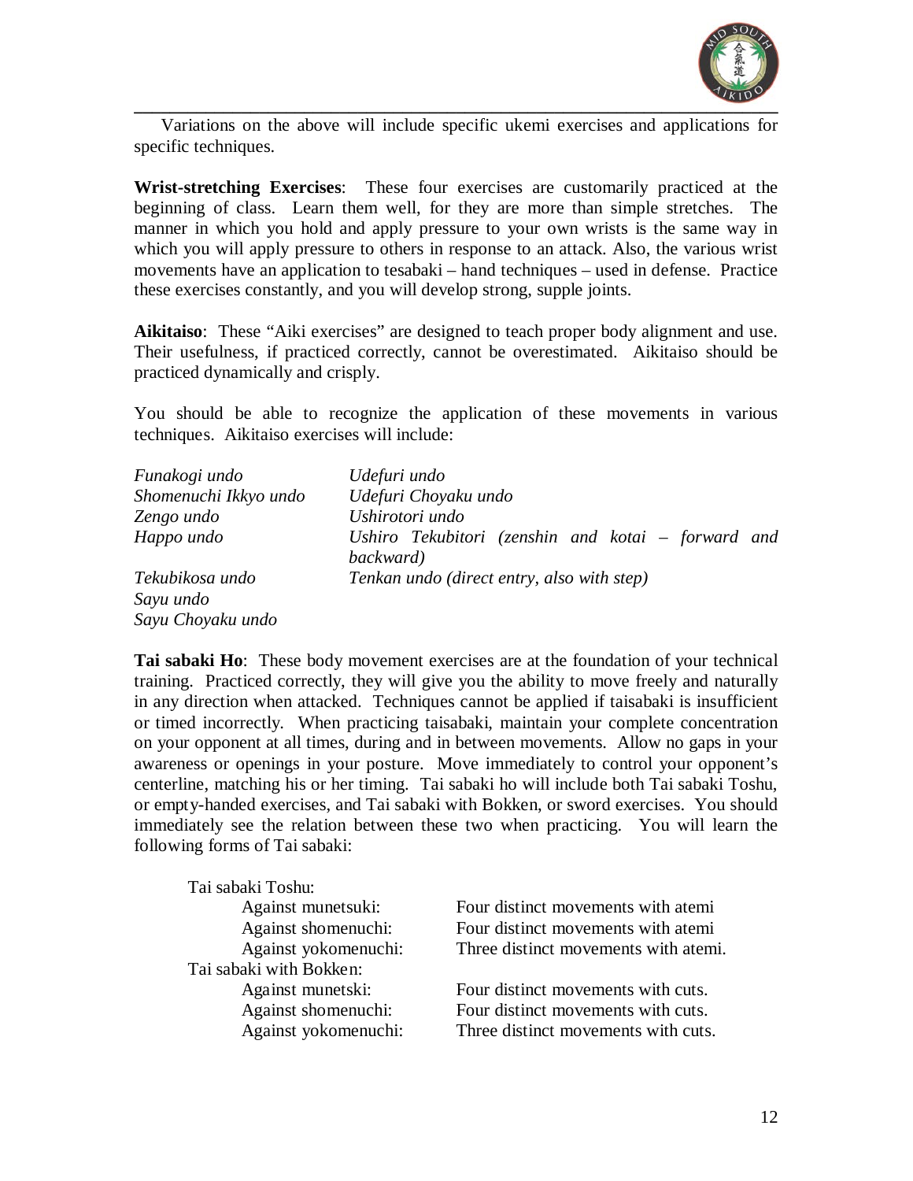Variations on the above will include specific ukemi exercises and applications for specific techniques.

**Wrist-stretching Exercises**: These four exercises are customarily practiced at the beginning of class. Learn them well, for they are more than simple stretches. The manner in which you hold and apply pressure to your own wrists is the same way in which you will apply pressure to others in response to an attack. Also, the various wrist movements have an application to tesabaki – hand techniques – used in defense. Practice these exercises constantly, and you will develop strong, supple joints.

**Aikitaiso**: These "Aiki exercises" are designed to teach proper body alignment and use. Their usefulness, if practiced correctly, cannot be overestimated. Aikitaiso should be practiced dynamically and crisply.

You should be able to recognize the application of these movements in various techniques. Aikitaiso exercises will include:

| | |
|---|---|
| *Funakogi undo* | *Udefuri undo* |
| *Shomenuchi Ikkyo undo* | *Udefuri Choyaku undo* |
| *Zengo undo* | *Ushirotori undo* |
| *Happo undo* | *Ushiro Tekubitori (zenshin and kotai – forward and backward)* |
| *Tekubikosa undo* | *Tenkan undo (direct entry, also with step)* |
| *Sayu undo* | |
| *Sayu Choyaku undo* | |

**Tai sabaki Ho**: These body movement exercises are at the foundation of your technical training. Practiced correctly, they will give you the ability to move freely and naturally in any direction when attacked. Techniques cannot be applied if taisabaki is insufficient or timed incorrectly. When practicing taisabaki, maintain your complete concentration on your opponent at all times, during and in between movements. Allow no gaps in your awareness or openings in your posture. Move immediately to control your opponent's centerline, matching his or her timing. Tai sabaki ho will include both Tai sabaki Toshu, or empty-handed exercises, and Tai sabaki with Bokken, or sword exercises. You should immediately see the relation between these two when practicing. You will learn the following forms of Tai sabaki:

Tai sabaki Toshu:

| | |
|---|---|
| Against munetsuki: | Four distinct movements with atemi |
| Against shomenuchi: | Four distinct movements with atemi |
| Against yokomenuchi: | Three distinct movements with atemi. |

Tai sabaki with Bokken:

| | |
|---|---|
| Against munetski: | Four distinct movements with cuts. |
| Against shomenuchi: | Four distinct movements with cuts. |
| Against yokomenuchi: | Three distinct movements with cuts. |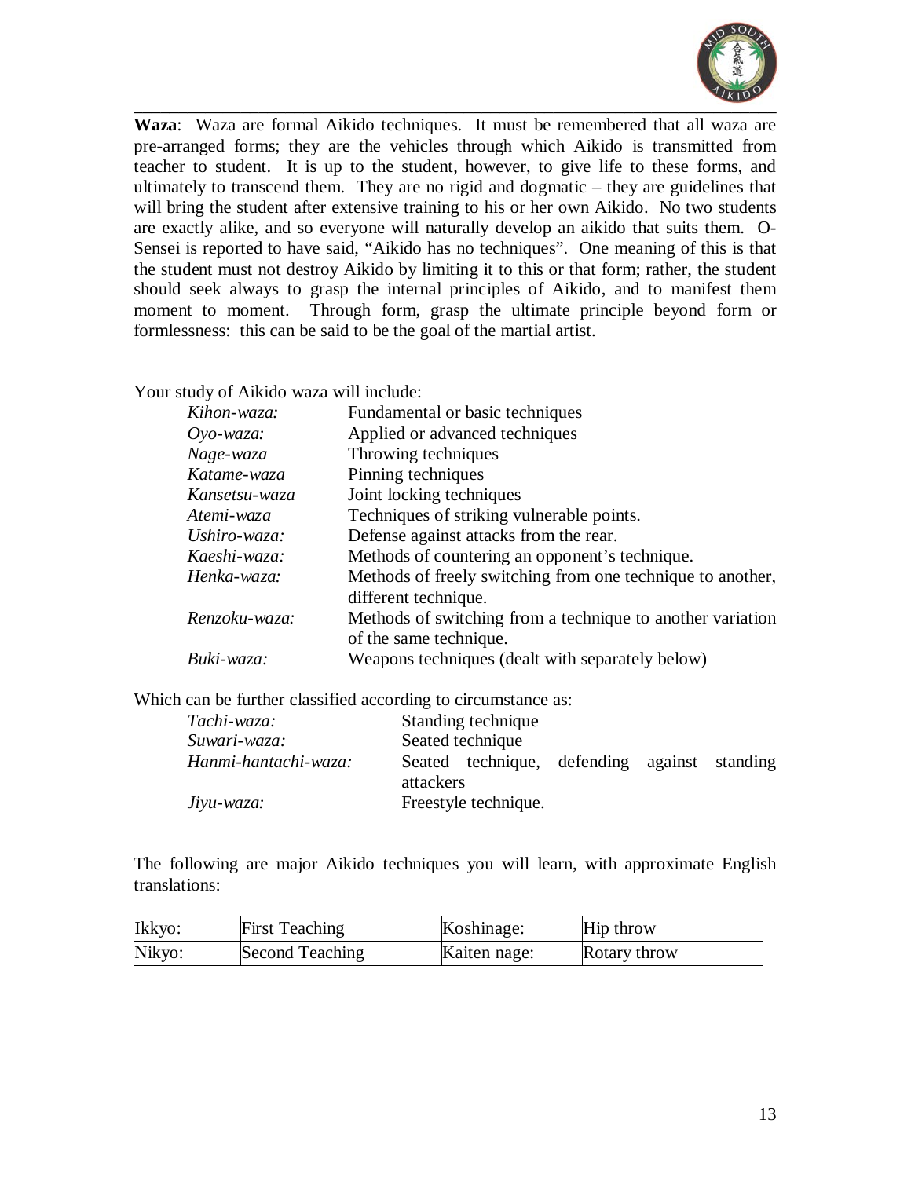**Waza**: Waza are formal Aikido techniques. It must be remembered that all waza are pre-arranged forms; they are the vehicles through which Aikido is transmitted from teacher to student. It is up to the student, however, to give life to these forms, and ultimately to transcend them. They are no rigid and dogmatic – they are guidelines that will bring the student after extensive training to his or her own Aikido. No two students are exactly alike, and so everyone will naturally develop an aikido that suits them. O-Sensei is reported to have said, "Aikido has no techniques". One meaning of this is that the student must not destroy Aikido by limiting it to this or that form; rather, the student should seek always to grasp the internal principles of Aikido, and to manifest them moment to moment. Through form, grasp the ultimate principle beyond form or formlessness: this can be said to be the goal of the martial artist.

Your study of Aikido waza will include:

| | |
|---|---|
| *Kihon-waza:* | Fundamental or basic techniques |
| *Oyo-waza:* | Applied or advanced techniques |
| *Nage-waza* | Throwing techniques |
| *Katame-waza* | Pinning techniques |
| *Kansetsu-waza* | Joint locking techniques |
| *Atemi-waza* | Techniques of striking vulnerable points. |
| *Ushiro-waza:* | Defense against attacks from the rear. |
| *Kaeshi-waza:* | Methods of countering an opponent's technique. |
| *Henka-waza:* | Methods of freely switching from one technique to another, different technique. |
| *Renzoku-waza:* | Methods of switching from a technique to another variation of the same technique. |
| *Buki-waza:* | Weapons techniques (dealt with separately below) |

Which can be further classified according to circumstance as:

| | |
|---|---|
| *Tachi-waza:* | Standing technique |
| *Suwari-waza:* | Seated technique |
| *Hanmi-hantachi-waza:* | Seated technique, defending against standing attackers |
| *Jiyu-waza:* | Freestyle technique. |

The following are major Aikido techniques you will learn, with approximate English translations:

| | | | |
|---|---|---|---|
| Ikkyo: | First Teaching | Koshinage: | Hip throw |
| Nikyo: | Second Teaching | Kaiten nage: | Rotary throw |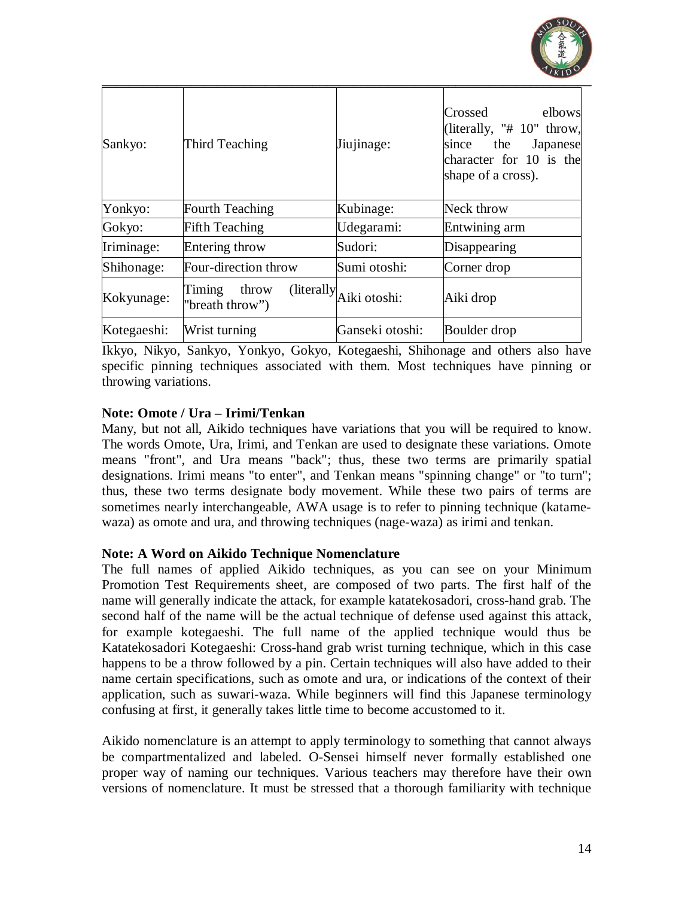| Sankyo: | Third Teaching | Jiujinage: | Crossed elbows (literally, "# 10" throw, since the Japanese character for 10 is the shape of a cross). |
|---|---|---|---|
| Yonkyo: | Fourth Teaching | Kubinage: | Neck throw |
| Gokyo: | Fifth Teaching | Udegarami: | Entwining arm |
| Iriminage: | Entering throw | Sudori: | Disappearing |
| Shihonage: | Four-direction throw | Sumi otoshi: | Corner drop |
| Kokyunage: | Timing throw (literally "breath throw") | Aiki otoshi: | Aiki drop |
| Kotegaeshi: | Wrist turning | Ganseki otoshi: | Boulder drop |

Ikkyo, Nikyo, Sankyo, Yonkyo, Gokyo, Kotegaeshi, Shihonage and others also have specific pinning techniques associated with them. Most techniques have pinning or throwing variations.

**Note: Omote / Ura – Irimi/Tenkan**

Many, but not all, Aikido techniques have variations that you will be required to know. The words Omote, Ura, Irimi, and Tenkan are used to designate these variations. Omote means "front", and Ura means "back"; thus, these two terms are primarily spatial designations. Irimi means "to enter", and Tenkan means "spinning change" or "to turn"; thus, these two terms designate body movement. While these two pairs of terms are sometimes nearly interchangeable, AWA usage is to refer to pinning technique (katame-waza) as omote and ura, and throwing techniques (nage-waza) as irimi and tenkan.

**Note: A Word on Aikido Technique Nomenclature**

The full names of applied Aikido techniques, as you can see on your Minimum Promotion Test Requirements sheet, are composed of two parts. The first half of the name will generally indicate the attack, for example katatekosadori, cross-hand grab. The second half of the name will be the actual technique of defense used against this attack, for example kotegaeshi. The full name of the applied technique would thus be Katatekosadori Kotegaeshi: Cross-hand grab wrist turning technique, which in this case happens to be a throw followed by a pin. Certain techniques will also have added to their name certain specifications, such as omote and ura, or indications of the context of their application, such as suwari-waza. While beginners will find this Japanese terminology confusing at first, it generally takes little time to become accustomed to it.

Aikido nomenclature is an attempt to apply terminology to something that cannot always be compartmentalized and labeled. O-Sensei himself never formally established one proper way of naming our techniques. Various teachers may therefore have their own versions of nomenclature. It must be stressed that a thorough familiarity with technique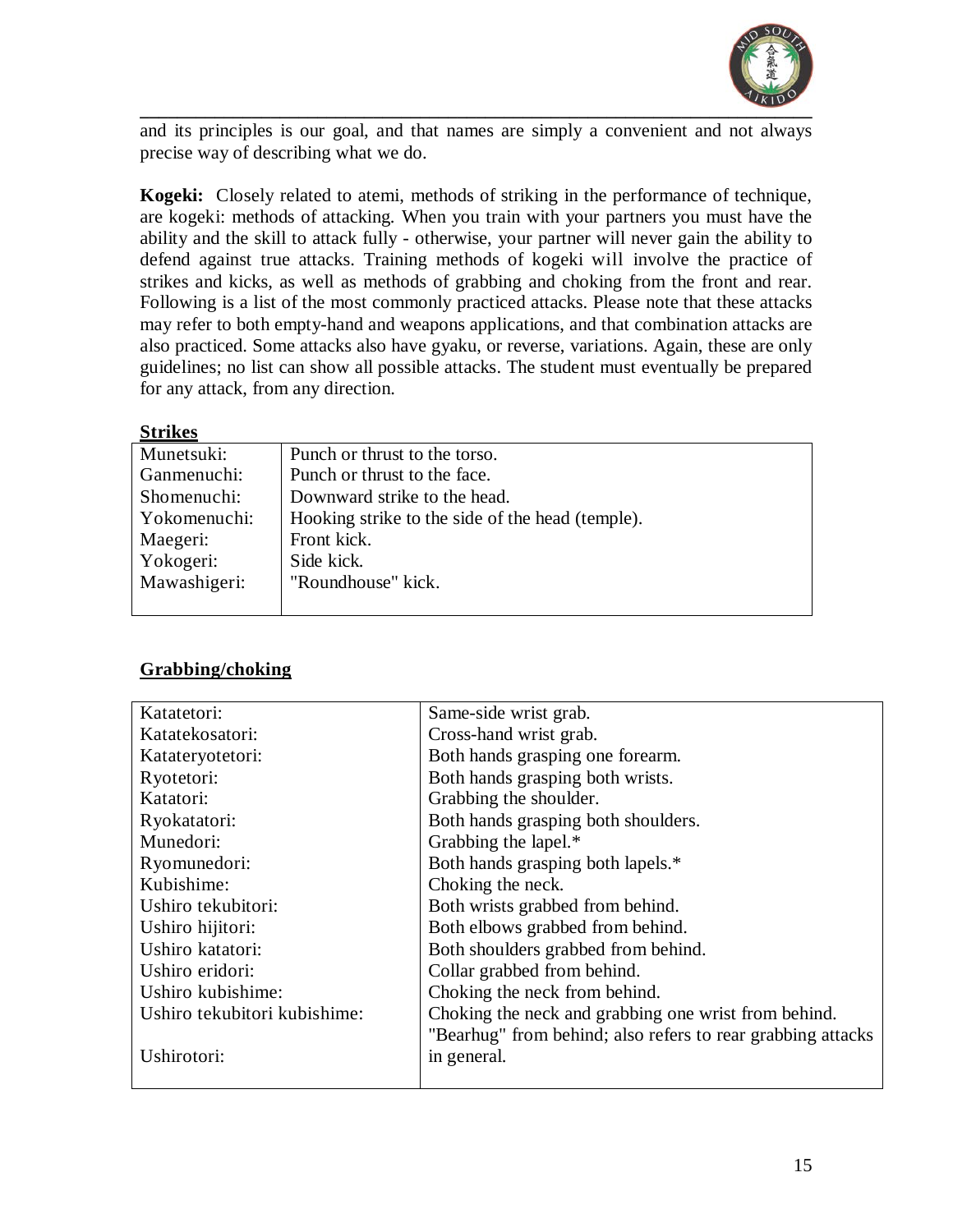and its principles is our goal, and that names are simply a convenient and not always precise way of describing what we do.

**Kogeki:** Closely related to atemi, methods of striking in the performance of technique, are kogeki: methods of attacking. When you train with your partners you must have the ability and the skill to attack fully - otherwise, your partner will never gain the ability to defend against true attacks. Training methods of kogeki will involve the practice of strikes and kicks, as well as methods of grabbing and choking from the front and rear. Following is a list of the most commonly practiced attacks. Please note that these attacks may refer to both empty-hand and weapons applications, and that combination attacks are also practiced. Some attacks also have gyaku, or reverse, variations. Again, these are only guidelines; no list can show all possible attacks. The student must eventually be prepared for any attack, from any direction.

**Strikes**

| | |
|---|---|
| Munetsuki: | Punch or thrust to the torso. |
| Ganmenuchi: | Punch or thrust to the face. |
| Shomenuchi: | Downward strike to the head. |
| Yokomenuchi: | Hooking strike to the side of the head (temple). |
| Maegeri: | Front kick. |
| Yokogeri: | Side kick. |
| Mawashigeri: | "Roundhouse" kick. |

**Grabbing/choking**

| | |
|---|---|
| Katatetori: | Same-side wrist grab. |
| Katatekosatori: | Cross-hand wrist grab. |
| Katateryotetori: | Both hands grasping one forearm. |
| Ryotetori: | Both hands grasping both wrists. |
| Katatori: | Grabbing the shoulder. |
| Ryokatatori: | Both hands grasping both shoulders. |
| Munedori: | Grabbing the lapel.* |
| Ryomunedori: | Both hands grasping both lapels.* |
| Kubishime: | Choking the neck. |
| Ushiro tekubitori: | Both wrists grabbed from behind. |
| Ushiro hijitori: | Both elbows grabbed from behind. |
| Ushiro katatori: | Both shoulders grabbed from behind. |
| Ushiro eridori: | Collar grabbed from behind. |
| Ushiro kubishime: | Choking the neck from behind. |
| Ushiro tekubitori kubishime: | Choking the neck and grabbing one wrist from behind. |
| Ushirotori: | "Bearhug" from behind; also refers to rear grabbing attacks in general. |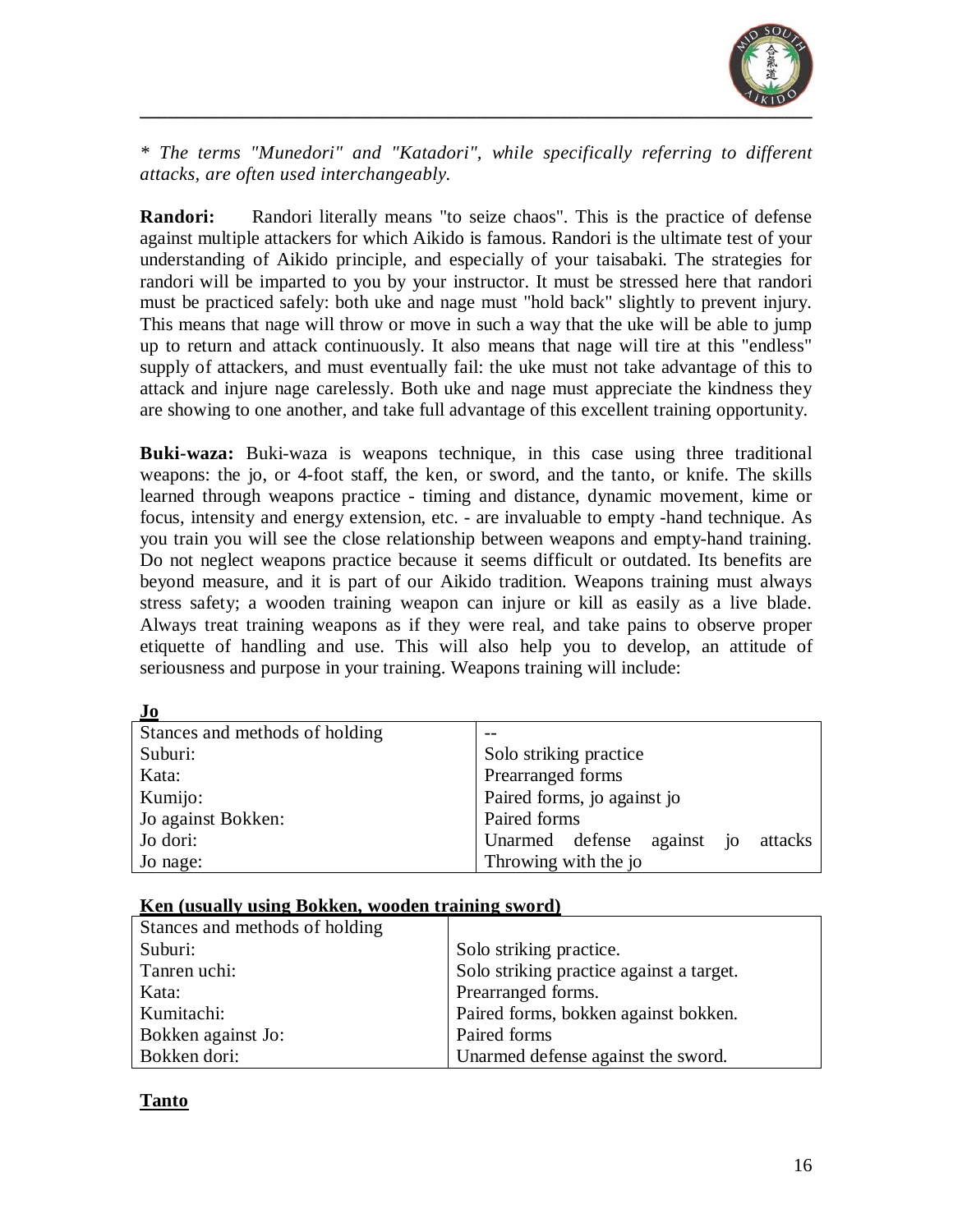*\* The terms "Munedori" and "Katadori", while specifically referring to different attacks, are often used interchangeably.*

**Randori:** Randori literally means "to seize chaos". This is the practice of defense against multiple attackers for which Aikido is famous. Randori is the ultimate test of your understanding of Aikido principle, and especially of your taisabaki. The strategies for randori will be imparted to you by your instructor. It must be stressed here that randori must be practiced safely: both uke and nage must "hold back" slightly to prevent injury. This means that nage will throw or move in such a way that the uke will be able to jump up to return and attack continuously. It also means that nage will tire at this "endless" supply of attackers, and must eventually fail: the uke must not take advantage of this to attack and injure nage carelessly. Both uke and nage must appreciate the kindness they are showing to one another, and take full advantage of this excellent training opportunity.

**Buki-waza:** Buki-waza is weapons technique, in this case using three traditional weapons: the jo, or 4-foot staff, the ken, or sword, and the tanto, or knife. The skills learned through weapons practice - timing and distance, dynamic movement, kime or focus, intensity and energy extension, etc. - are invaluable to empty -hand technique. As you train you will see the close relationship between weapons and empty-hand training. Do not neglect weapons practice because it seems difficult or outdated. Its benefits are beyond measure, and it is part of our Aikido tradition. Weapons training must always stress safety; a wooden training weapon can injure or kill as easily as a live blade. Always treat training weapons as if they were real, and take pains to observe proper etiquette of handling and use. This will also help you to develop, an attitude of seriousness and purpose in your training. Weapons training will include:

**Jo**

| Stances and methods of holding | -- |
|---|---|
| Suburi: | Solo striking practice |
| Kata: | Prearranged forms |
| Kumijo: | Paired forms, jo against jo |
| Jo against Bokken: | Paired forms |
| Jo dori: | Unarmed defense against jo attacks |
| Jo nage: | Throwing with the jo |

**Ken (usually using Bokken, wooden training sword)**

| Stances and methods of holding | |
|---|---|
| Suburi: | Solo striking practice. |
| Tanren uchi: | Solo striking practice against a target. |
| Kata: | Prearranged forms. |
| Kumitachi: | Paired forms, bokken against bokken. |
| Bokken against Jo: | Paired forms |
| Bokken dori: | Unarmed defense against the sword. |

**Tanto**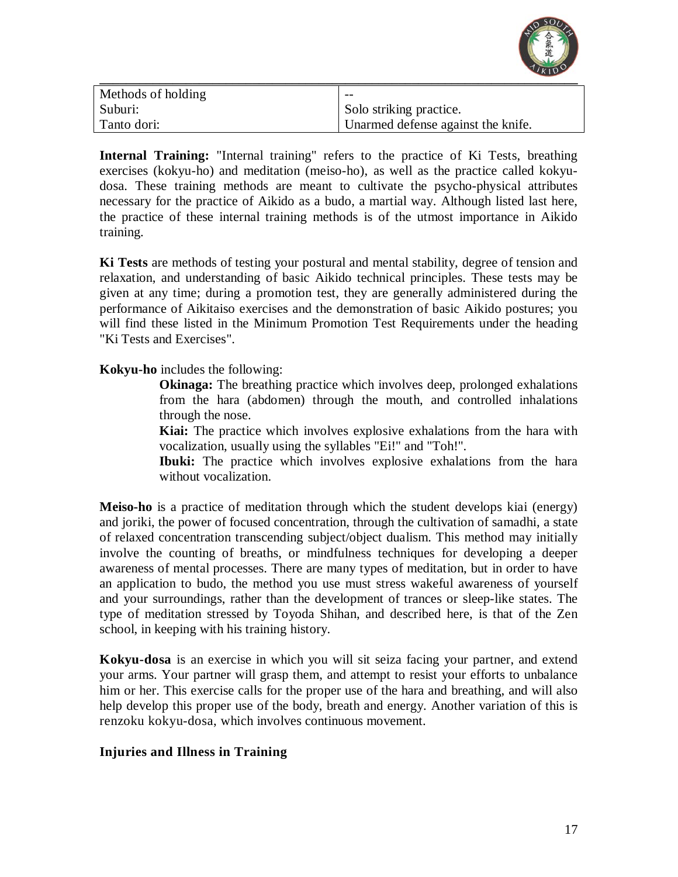| Methods of holding | -- |
| --- | --- |
| Suburi: | Solo striking practice. |
| Tanto dori: | Unarmed defense against the knife. |

**Internal Training:** "Internal training" refers to the practice of Ki Tests, breathing exercises (kokyu-ho) and meditation (meiso-ho), as well as the practice called kokyu-dosa. These training methods are meant to cultivate the psycho-physical attributes necessary for the practice of Aikido as a budo, a martial way. Although listed last here, the practice of these internal training methods is of the utmost importance in Aikido training.

**Ki Tests** are methods of testing your postural and mental stability, degree of tension and relaxation, and understanding of basic Aikido technical principles. These tests may be given at any time; during a promotion test, they are generally administered during the performance of Aikitaiso exercises and the demonstration of basic Aikido postures; you will find these listed in the Minimum Promotion Test Requirements under the heading "Ki Tests and Exercises".

**Kokyu-ho** includes the following:

> **Okinaga:** The breathing practice which involves deep, prolonged exhalations from the hara (abdomen) through the mouth, and controlled inhalations through the nose.
>
> **Kiai:** The practice which involves explosive exhalations from the hara with vocalization, usually using the syllables "Ei!" and "Toh!".
>
> **Ibuki:** The practice which involves explosive exhalations from the hara without vocalization.

**Meiso-ho** is a practice of meditation through which the student develops kiai (energy) and joriki, the power of focused concentration, through the cultivation of samadhi, a state of relaxed concentration transcending subject/object dualism. This method may initially involve the counting of breaths, or mindfulness techniques for developing a deeper awareness of mental processes. There are many types of meditation, but in order to have an application to budo, the method you use must stress wakeful awareness of yourself and your surroundings, rather than the development of trances or sleep-like states. The type of meditation stressed by Toyoda Shihan, and described here, is that of the Zen school, in keeping with his training history.

**Kokyu-dosa** is an exercise in which you will sit seiza facing your partner, and extend your arms. Your partner will grasp them, and attempt to resist your efforts to unbalance him or her. This exercise calls for the proper use of the hara and breathing, and will also help develop this proper use of the body, breath and energy. Another variation of this is renzoku kokyu-dosa, which involves continuous movement.

**Injuries and Illness in Training**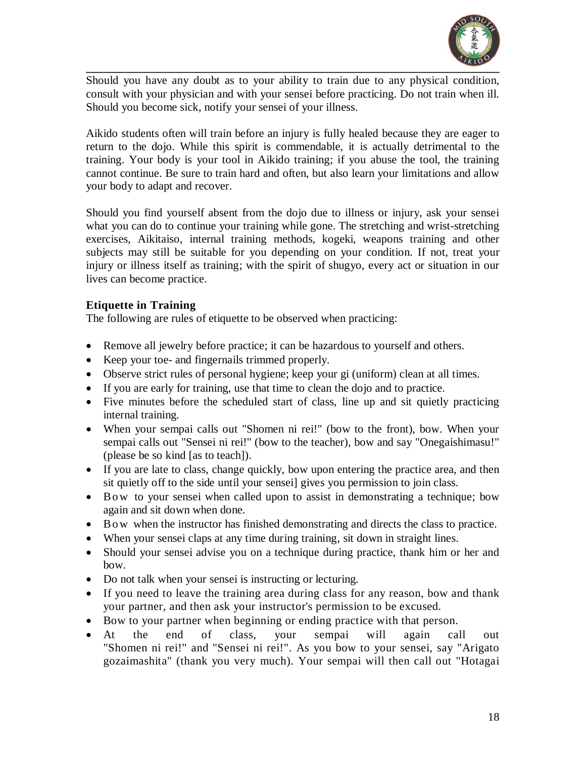Should you have any doubt as to your ability to train due to any physical condition, consult with your physician and with your sensei before practicing. Do not train when ill. Should you become sick, notify your sensei of your illness.

Aikido students often will train before an injury is fully healed because they are eager to return to the dojo. While this spirit is commendable, it is actually detrimental to the training. Your body is your tool in Aikido training; if you abuse the tool, the training cannot continue. Be sure to train hard and often, but also learn your limitations and allow your body to adapt and recover.

Should you find yourself absent from the dojo due to illness or injury, ask your sensei what you can do to continue your training while gone. The stretching and wrist-stretching exercises, Aikitaiso, internal training methods, kogeki, weapons training and other subjects may still be suitable for you depending on your condition. If not, treat your injury or illness itself as training; with the spirit of shugyo, every act or situation in our lives can become practice.

**Etiquette in Training**

The following are rules of etiquette to be observed when practicing:

- Remove all jewelry before practice; it can be hazardous to yourself and others.
- Keep your toe- and fingernails trimmed properly.
- Observe strict rules of personal hygiene; keep your gi (uniform) clean at all times.
- If you are early for training, use that time to clean the dojo and to practice.
- Five minutes before the scheduled start of class, line up and sit quietly practicing internal training.
- When your sempai calls out "Shomen ni rei!" (bow to the front), bow. When your sempai calls out "Sensei ni rei!" (bow to the teacher), bow and say "Onegaishimasu!" (please be so kind [as to teach]).
- If you are late to class, change quickly, bow upon entering the practice area, and then sit quietly off to the side until your sensei] gives you permission to join class.
- Bow to your sensei when called upon to assist in demonstrating a technique; bow again and sit down when done.
- Bow when the instructor has finished demonstrating and directs the class to practice.
- When your sensei claps at any time during training, sit down in straight lines.
- Should your sensei advise you on a technique during practice, thank him or her and bow.
- Do not talk when your sensei is instructing or lecturing.
- If you need to leave the training area during class for any reason, bow and thank your partner, and then ask your instructor's permission to be excused.
- Bow to your partner when beginning or ending practice with that person.
- At the end of class, your sempai will again call out "Shomen ni rei!" and "Sensei ni rei!". As you bow to your sensei, say "Arigato gozaimashita" (thank you very much). Your sempai will then call out "Hotagai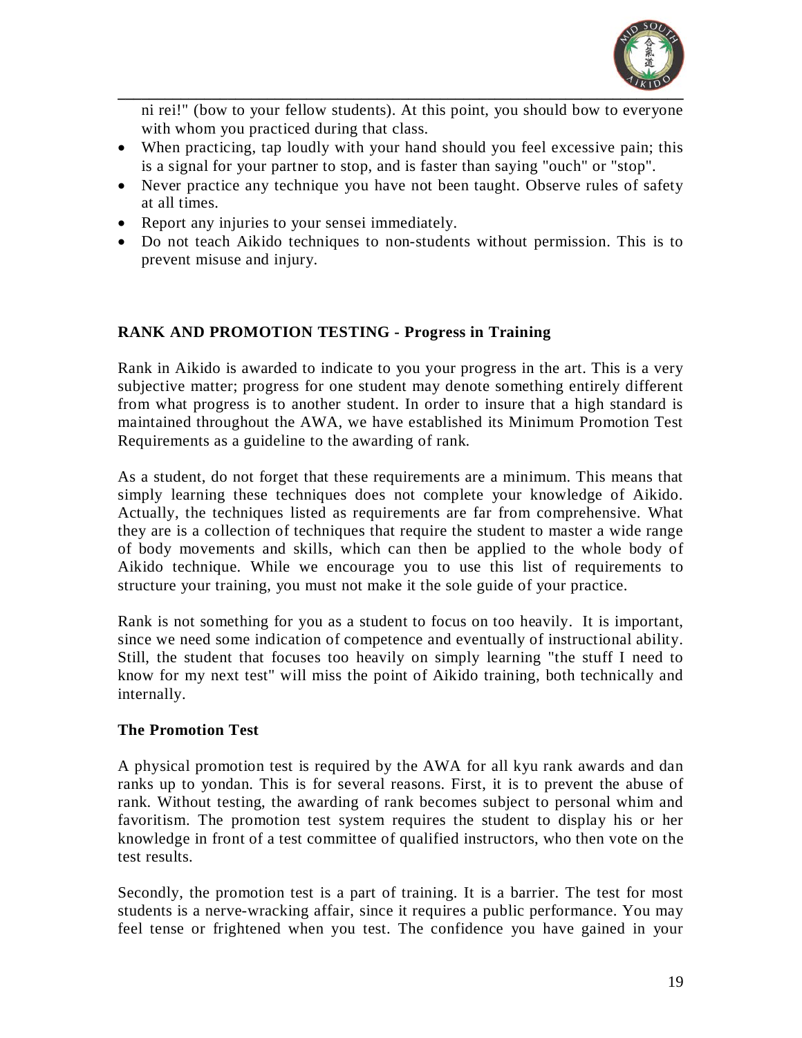ni rei!" (bow to your fellow students). At this point, you should bow to everyone with whom you practiced during that class.

- When practicing, tap loudly with your hand should you feel excessive pain; this is a signal for your partner to stop, and is faster than saying "ouch" or "stop".
- Never practice any technique you have not been taught. Observe rules of safety at all times.
- Report any injuries to your sensei immediately.
- Do not teach Aikido techniques to non-students without permission. This is to prevent misuse and injury.

## RANK AND PROMOTION TESTING - Progress in Training

Rank in Aikido is awarded to indicate to you your progress in the art. This is a very subjective matter; progress for one student may denote something entirely different from what progress is to another student. In order to insure that a high standard is maintained throughout the AWA, we have established its Minimum Promotion Test Requirements as a guideline to the awarding of rank.

As a student, do not forget that these requirements are a minimum. This means that simply learning these techniques does not complete your knowledge of Aikido. Actually, the techniques listed as requirements are far from comprehensive. What they are is a collection of techniques that require the student to master a wide range of body movements and skills, which can then be applied to the whole body of Aikido technique. While we encourage you to use this list of requirements to structure your training, you must not make it the sole guide of your practice.

Rank is not something for you as a student to focus on too heavily. It is important, since we need some indication of competence and eventually of instructional ability. Still, the student that focuses too heavily on simply learning "the stuff I need to know for my next test" will miss the point of Aikido training, both technically and internally.

### The Promotion Test

A physical promotion test is required by the AWA for all kyu rank awards and dan ranks up to yondan. This is for several reasons. First, it is to prevent the abuse of rank. Without testing, the awarding of rank becomes subject to personal whim and favoritism. The promotion test system requires the student to display his or her knowledge in front of a test committee of qualified instructors, who then vote on the test results.

Secondly, the promotion test is a part of training. It is a barrier. The test for most students is a nerve-wracking affair, since it requires a public performance. You may feel tense or frightened when you test. The confidence you have gained in your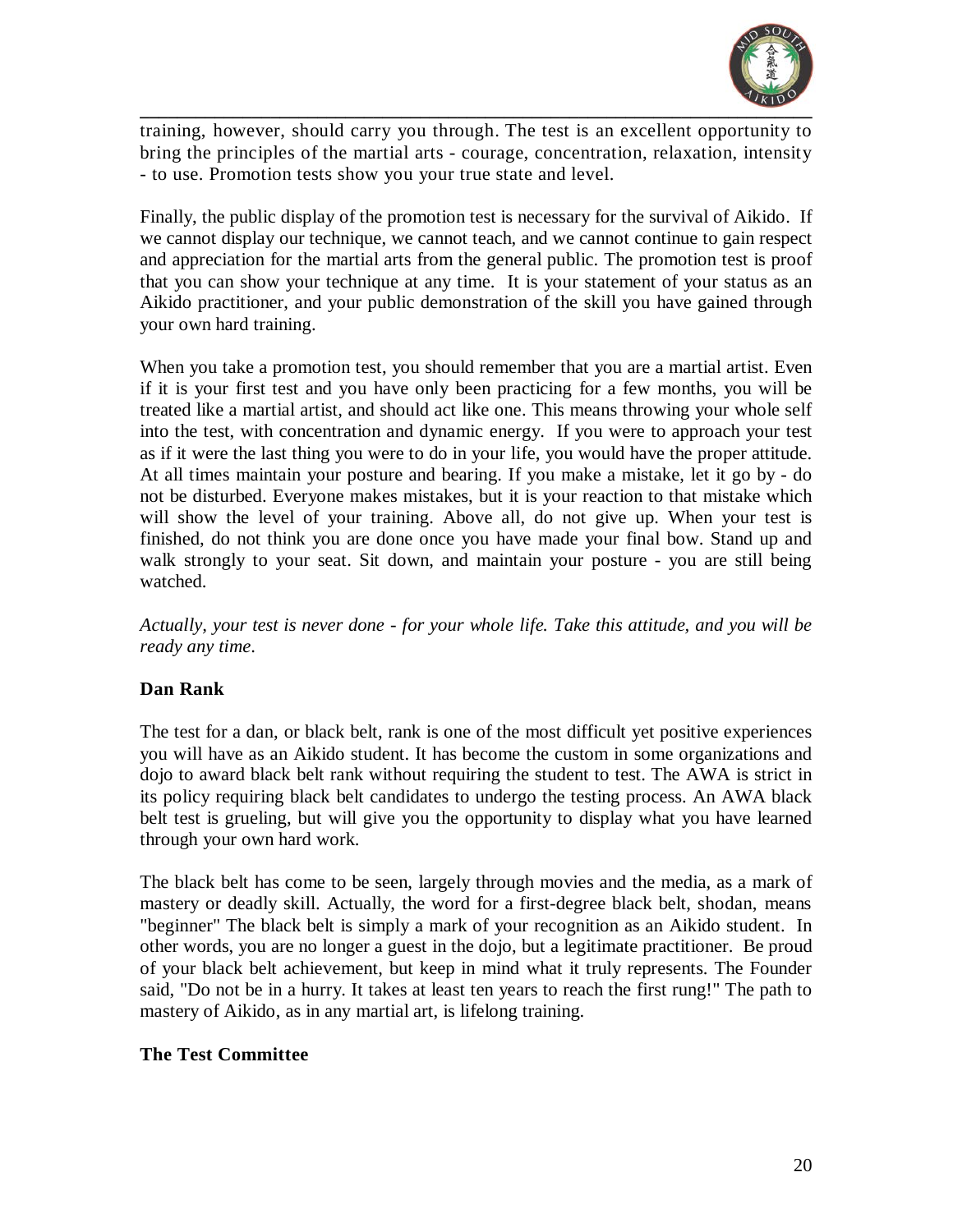training, however, should carry you through. The test is an excellent opportunity to bring the principles of the martial arts - courage, concentration, relaxation, intensity - to use. Promotion tests show you your true state and level.

Finally, the public display of the promotion test is necessary for the survival of Aikido. If we cannot display our technique, we cannot teach, and we cannot continue to gain respect and appreciation for the martial arts from the general public. The promotion test is proof that you can show your technique at any time. It is your statement of your status as an Aikido practitioner, and your public demonstration of the skill you have gained through your own hard training.

When you take a promotion test, you should remember that you are a martial artist. Even if it is your first test and you have only been practicing for a few months, you will be treated like a martial artist, and should act like one. This means throwing your whole self into the test, with concentration and dynamic energy. If you were to approach your test as if it were the last thing you were to do in your life, you would have the proper attitude. At all times maintain your posture and bearing. If you make a mistake, let it go by - do not be disturbed. Everyone makes mistakes, but it is your reaction to that mistake which will show the level of your training. Above all, do not give up. When your test is finished, do not think you are done once you have made your final bow. Stand up and walk strongly to your seat. Sit down, and maintain your posture - you are still being watched.

*Actually, your test is never done - for your whole life. Take this attitude, and you will be ready any time.*

**Dan Rank**

The test for a dan, or black belt, rank is one of the most difficult yet positive experiences you will have as an Aikido student. It has become the custom in some organizations and dojo to award black belt rank without requiring the student to test. The AWA is strict in its policy requiring black belt candidates to undergo the testing process. An AWA black belt test is grueling, but will give you the opportunity to display what you have learned through your own hard work.

The black belt has come to be seen, largely through movies and the media, as a mark of mastery or deadly skill. Actually, the word for a first-degree black belt, shodan, means "beginner" The black belt is simply a mark of your recognition as an Aikido student. In other words, you are no longer a guest in the dojo, but a legitimate practitioner. Be proud of your black belt achievement, but keep in mind what it truly represents. The Founder said, "Do not be in a hurry. It takes at least ten years to reach the first rung!" The path to mastery of Aikido, as in any martial art, is lifelong training.

**The Test Committee**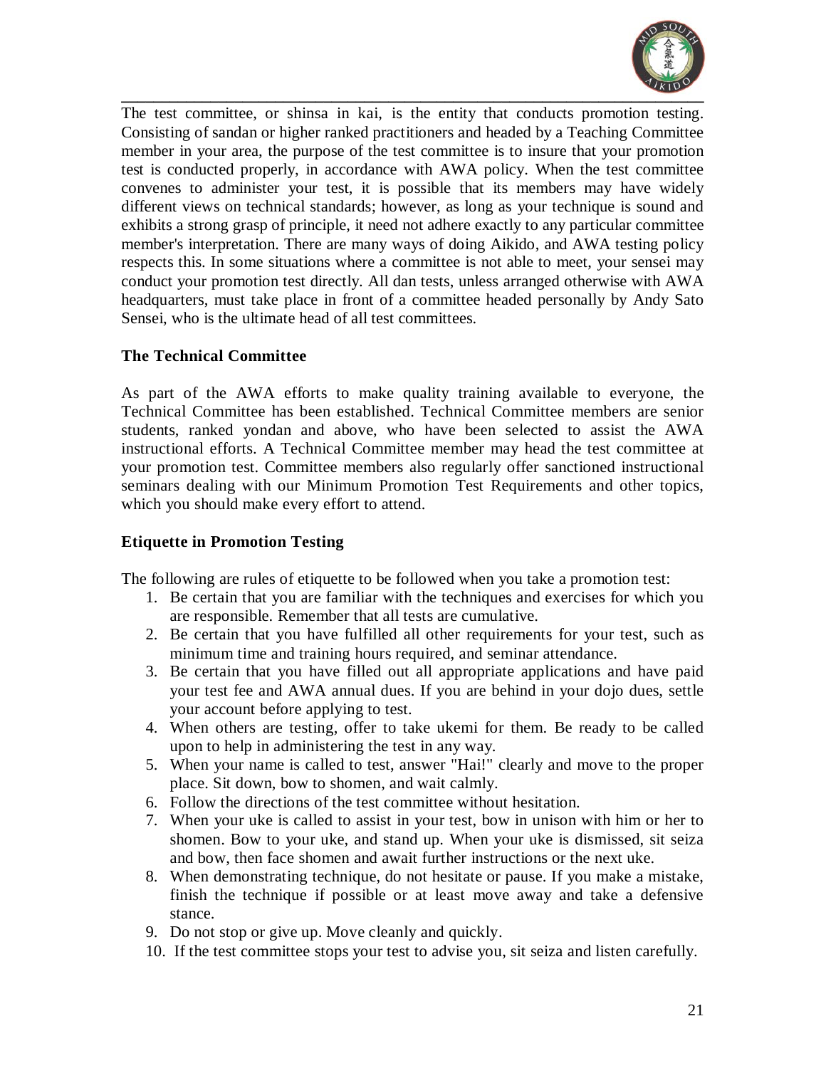The test committee, or shinsa in kai, is the entity that conducts promotion testing. Consisting of sandan or higher ranked practitioners and headed by a Teaching Committee member in your area, the purpose of the test committee is to insure that your promotion test is conducted properly, in accordance with AWA policy. When the test committee convenes to administer your test, it is possible that its members may have widely different views on technical standards; however, as long as your technique is sound and exhibits a strong grasp of principle, it need not adhere exactly to any particular committee member's interpretation. There are many ways of doing Aikido, and AWA testing policy respects this. In some situations where a committee is not able to meet, your sensei may conduct your promotion test directly. All dan tests, unless arranged otherwise with AWA headquarters, must take place in front of a committee headed personally by Andy Sato Sensei, who is the ultimate head of all test committees.

### The Technical Committee

As part of the AWA efforts to make quality training available to everyone, the Technical Committee has been established. Technical Committee members are senior students, ranked yondan and above, who have been selected to assist the AWA instructional efforts. A Technical Committee member may head the test committee at your promotion test. Committee members also regularly offer sanctioned instructional seminars dealing with our Minimum Promotion Test Requirements and other topics, which you should make every effort to attend.

### Etiquette in Promotion Testing

The following are rules of etiquette to be followed when you take a promotion test:

1. Be certain that you are familiar with the techniques and exercises for which you are responsible. Remember that all tests are cumulative.
2. Be certain that you have fulfilled all other requirements for your test, such as minimum time and training hours required, and seminar attendance.
3. Be certain that you have filled out all appropriate applications and have paid your test fee and AWA annual dues. If you are behind in your dojo dues, settle your account before applying to test.
4. When others are testing, offer to take ukemi for them. Be ready to be called upon to help in administering the test in any way.
5. When your name is called to test, answer "Hai!" clearly and move to the proper place. Sit down, bow to shomen, and wait calmly.
6. Follow the directions of the test committee without hesitation.
7. When your uke is called to assist in your test, bow in unison with him or her to shomen. Bow to your uke, and stand up. When your uke is dismissed, sit seiza and bow, then face shomen and await further instructions or the next uke.
8. When demonstrating technique, do not hesitate or pause. If you make a mistake, finish the technique if possible or at least move away and take a defensive stance.
9. Do not stop or give up. Move cleanly and quickly.
10. If the test committee stops your test to advise you, sit seiza and listen carefully.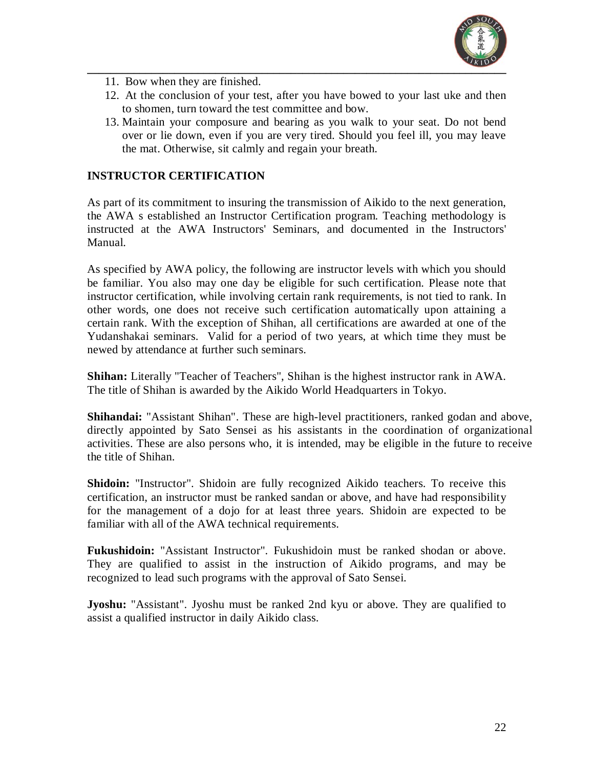11. Bow when they are finished.
12. At the conclusion of your test, after you have bowed to your last uke and then to shomen, turn toward the test committee and bow.
13. Maintain your composure and bearing as you walk to your seat. Do not bend over or lie down, even if you are very tired. Should you feel ill, you may leave the mat. Otherwise, sit calmly and regain your breath.

**INSTRUCTOR CERTIFICATION**

As part of its commitment to insuring the transmission of Aikido to the next generation, the AWA s established an Instructor Certification program. Teaching methodology is instructed at the AWA Instructors' Seminars, and documented in the Instructors' Manual.

As specified by AWA policy, the following are instructor levels with which you should be familiar. You also may one day be eligible for such certification. Please note that instructor certification, while involving certain rank requirements, is not tied to rank. In other words, one does not receive such certification automatically upon attaining a certain rank. With the exception of Shihan, all certifications are awarded at one of the Yudanshakai seminars. Valid for a period of two years, at which time they must be newed by attendance at further such seminars.

**Shihan:** Literally "Teacher of Teachers", Shihan is the highest instructor rank in AWA. The title of Shihan is awarded by the Aikido World Headquarters in Tokyo.

**Shihandai:** "Assistant Shihan". These are high-level practitioners, ranked godan and above, directly appointed by Sato Sensei as his assistants in the coordination of organizational activities. These are also persons who, it is intended, may be eligible in the future to receive the title of Shihan.

**Shidoin:** "Instructor". Shidoin are fully recognized Aikido teachers. To receive this certification, an instructor must be ranked sandan or above, and have had responsibility for the management of a dojo for at least three years. Shidoin are expected to be familiar with all of the AWA technical requirements.

**Fukushidoin:** "Assistant Instructor". Fukushidoin must be ranked shodan or above. They are qualified to assist in the instruction of Aikido programs, and may be recognized to lead such programs with the approval of Sato Sensei.

**Jyoshu:** "Assistant". Jyoshu must be ranked 2nd kyu or above. They are qualified to assist a qualified instructor in daily Aikido class.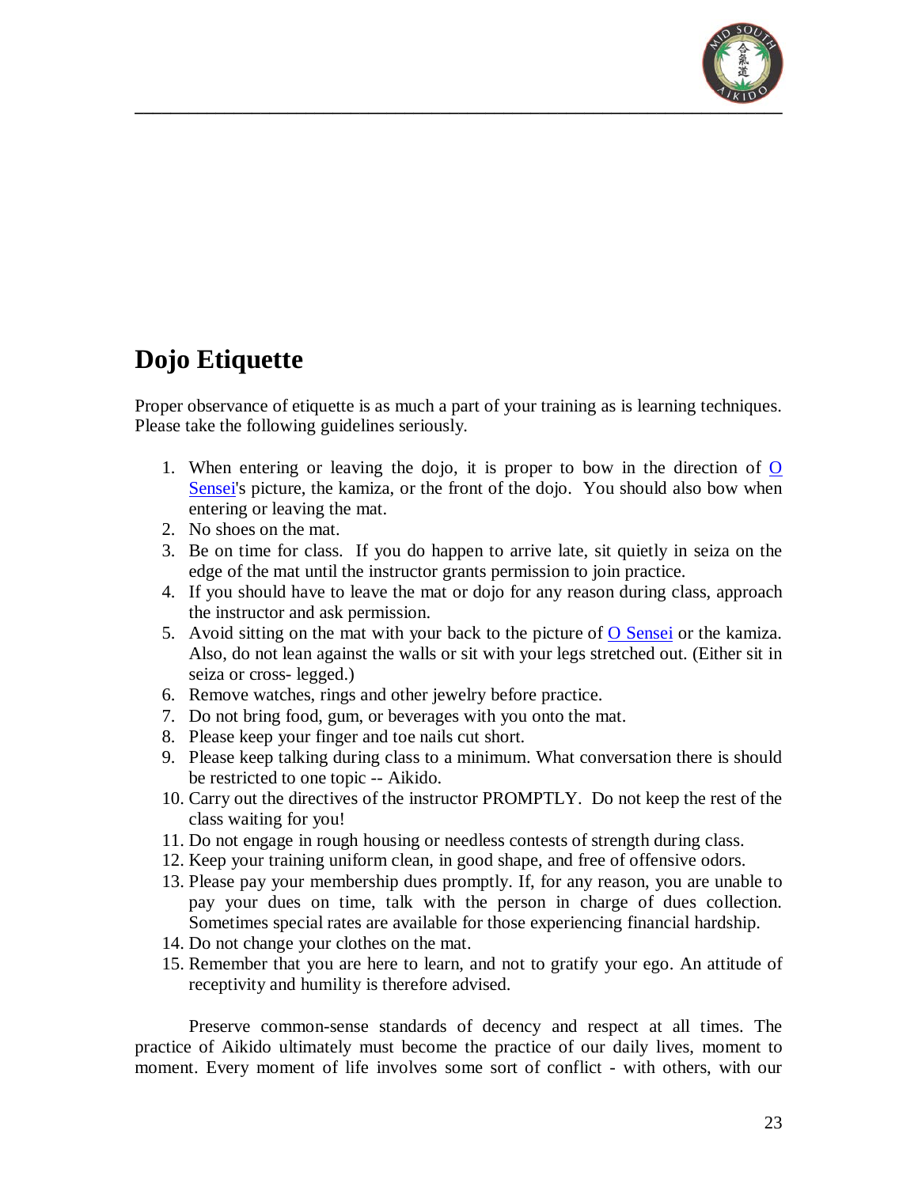# Dojo Etiquette

Proper observance of etiquette is as much a part of your training as is learning techniques. Please take the following guidelines seriously.

1. When entering or leaving the dojo, it is proper to bow in the direction of O Sensei's picture, the kamiza, or the front of the dojo. You should also bow when entering or leaving the mat.
2. No shoes on the mat.
3. Be on time for class. If you do happen to arrive late, sit quietly in seiza on the edge of the mat until the instructor grants permission to join practice.
4. If you should have to leave the mat or dojo for any reason during class, approach the instructor and ask permission.
5. Avoid sitting on the mat with your back to the picture of O Sensei or the kamiza. Also, do not lean against the walls or sit with your legs stretched out. (Either sit in seiza or cross- legged.)
6. Remove watches, rings and other jewelry before practice.
7. Do not bring food, gum, or beverages with you onto the mat.
8. Please keep your finger and toe nails cut short.
9. Please keep talking during class to a minimum. What conversation there is should be restricted to one topic -- Aikido.
10. Carry out the directives of the instructor PROMPTLY. Do not keep the rest of the class waiting for you!
11. Do not engage in rough housing or needless contests of strength during class.
12. Keep your training uniform clean, in good shape, and free of offensive odors.
13. Please pay your membership dues promptly. If, for any reason, you are unable to pay your dues on time, talk with the person in charge of dues collection. Sometimes special rates are available for those experiencing financial hardship.
14. Do not change your clothes on the mat.
15. Remember that you are here to learn, and not to gratify your ego. An attitude of receptivity and humility is therefore advised.

Preserve common-sense standards of decency and respect at all times. The practice of Aikido ultimately must become the practice of our daily lives, moment to moment. Every moment of life involves some sort of conflict - with others, with our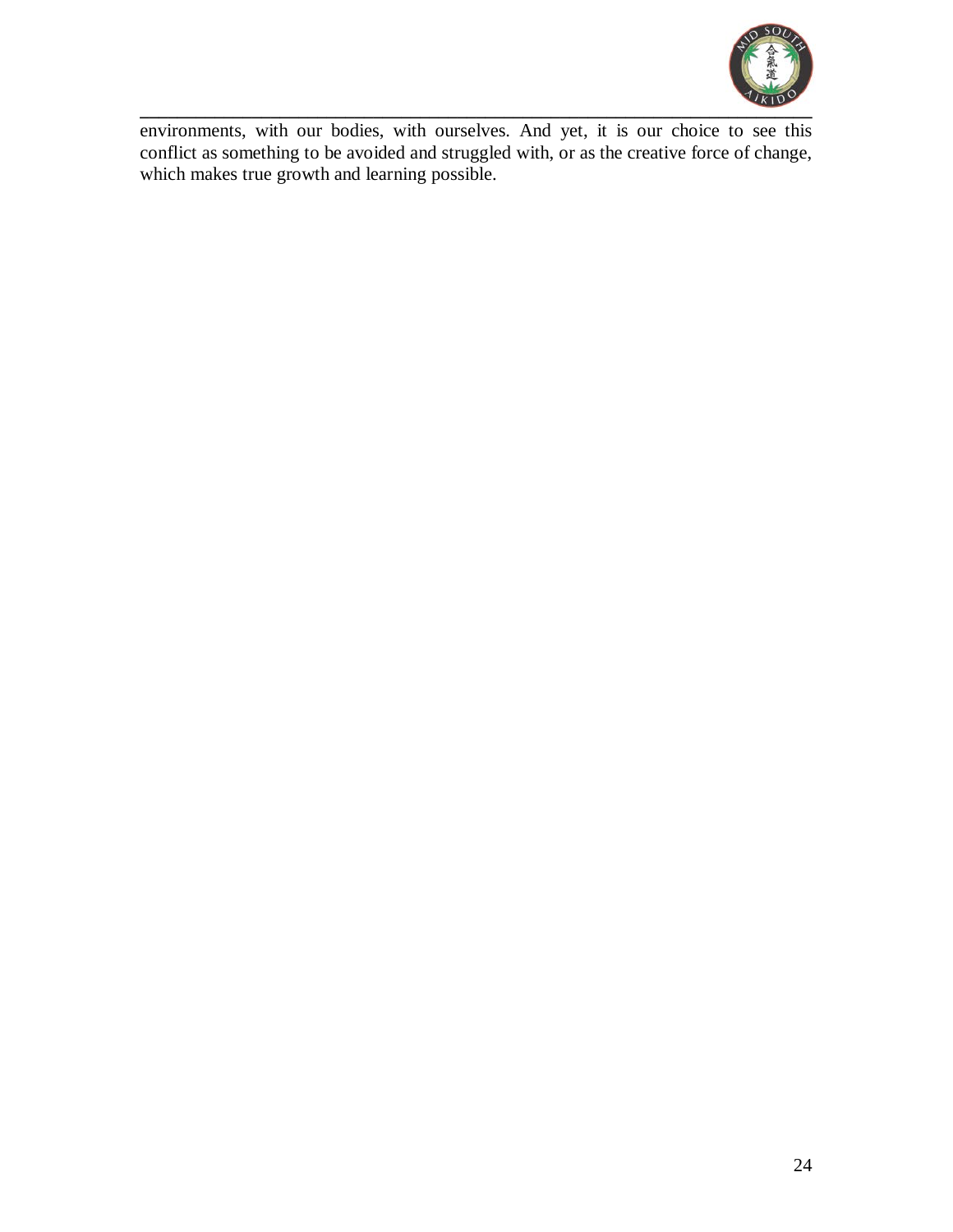environments, with our bodies, with ourselves. And yet, it is our choice to see this conflict as something to be avoided and struggled with, or as the creative force of change, which makes true growth and learning possible.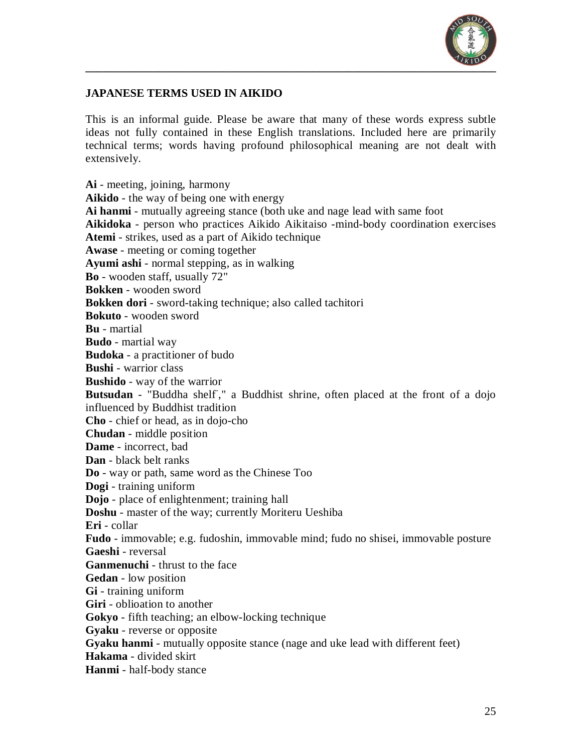**JAPANESE TERMS USED IN AIKIDO**

This is an informal guide. Please be aware that many of these words express subtle ideas not fully contained in these English translations. Included here are primarily technical terms; words having profound philosophical meaning are not dealt with extensively.

**Ai** - meeting, joining, harmony
**Aikido** - the way of being one with energy
**Ai hanmi** - mutually agreeing stance (both uke and nage lead with same foot
**Aikidoka** - person who practices Aikido Aikitaiso -mind-body coordination exercises
**Atemi** - strikes, used as a part of Aikido technique
**Awase** - meeting or coming together
**Ayumi ashi** - normal stepping, as in walking
**Bo** - wooden staff, usually 72"
**Bokken** - wooden sword
**Bokken dori** - sword-taking technique; also called tachitori
**Bokuto** - wooden sword
**Bu** - martial
**Budo** - martial way
**Budoka** - a practitioner of budo
**Bushi** - warrior class
**Bushido** - way of the warrior
**Butsudan** - "Buddha shelf¸" a Buddhist shrine, often placed at the front of a dojo influenced by Buddhist tradition
**Cho** - chief or head, as in dojo-cho
**Chudan** - middle position
**Dame** - incorrect, bad
**Dan** - black belt ranks
**Do** - way or path, same word as the Chinese Too
**Dogi** - training uniform
**Dojo** - place of enlightenment; training hall
**Doshu** - master of the way; currently Moriteru Ueshiba
**Eri** - collar
**Fudo** - immovable; e.g. fudoshin, immovable mind; fudo no shisei, immovable posture
**Gaeshi** - reversal
**Ganmenuchi** - thrust to the face
**Gedan** - low position
**Gi** - training uniform
**Giri** - oblioation to another
**Gokyo** - fifth teaching; an elbow-locking technique
**Gyaku** - reverse or opposite
**Gyaku hanmi** - mutually opposite stance (nage and uke lead with different feet)
**Hakama** - divided skirt
**Hanmi** - half-body stance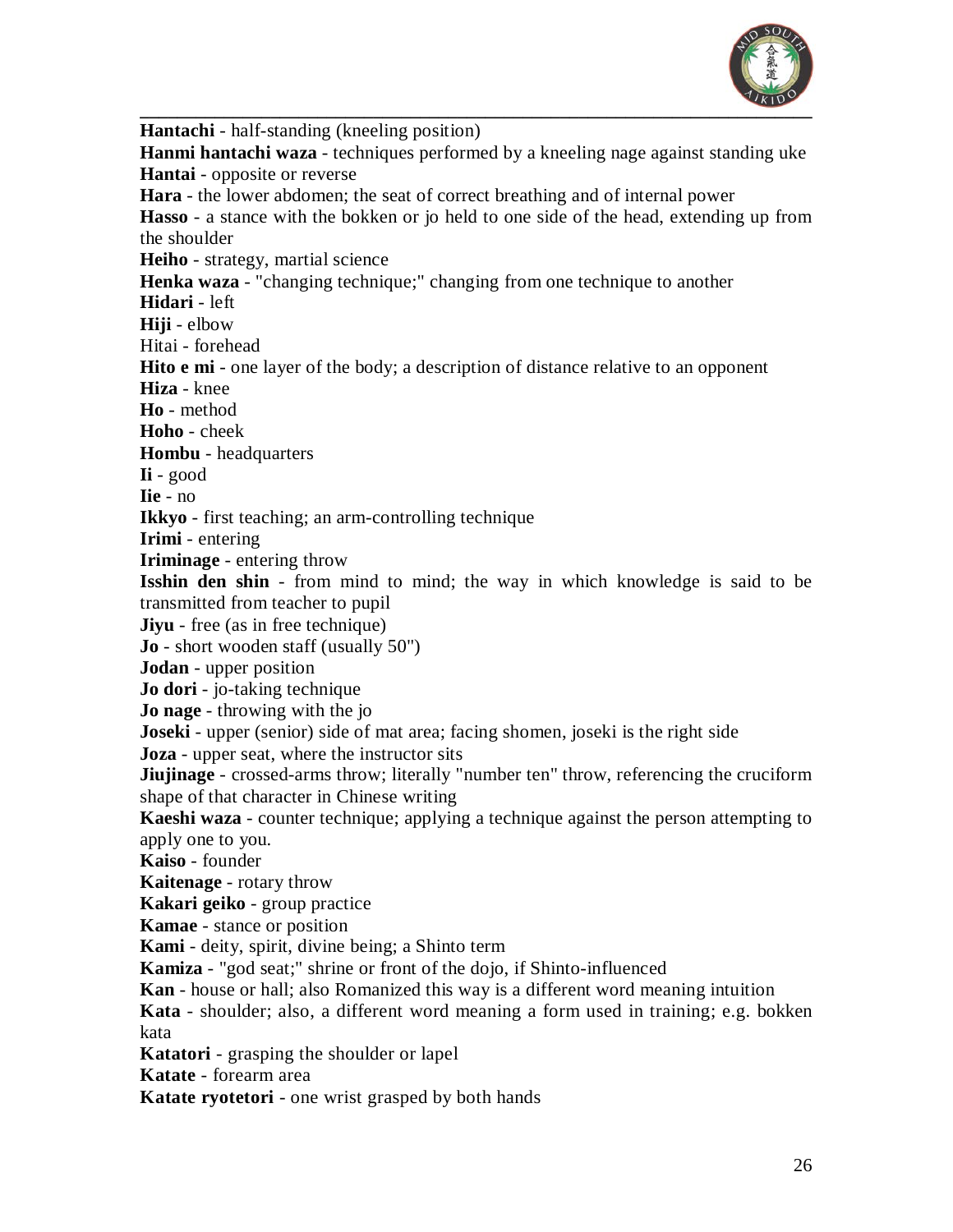**Hantachi** - half-standing (kneeling position)
**Hanmi hantachi waza** - techniques performed by a kneeling nage against standing uke
**Hantai** - opposite or reverse
**Hara** - the lower abdomen; the seat of correct breathing and of internal power
**Hasso** - a stance with the bokken or jo held to one side of the head, extending up from the shoulder
**Heiho** - strategy, martial science
**Henka waza** - "changing technique;" changing from one technique to another
**Hidari** - left
**Hiji** - elbow
Hitai - forehead
**Hito e mi** - one layer of the body; a description of distance relative to an opponent
**Hiza** - knee
**Ho** - method
**Hoho** - cheek
**Hombu** - headquarters
**Ii** - good
**Iie** - no
**Ikkyo** - first teaching; an arm-controlling technique
**Irimi** - entering
**Iriminage** - entering throw
**Isshin den shin** - from mind to mind; the way in which knowledge is said to be transmitted from teacher to pupil
**Jiyu** - free (as in free technique)
**Jo** - short wooden staff (usually 50")
**Jodan** - upper position
**Jo dori** - jo-taking technique
**Jo nage** - throwing with the jo
**Joseki** - upper (senior) side of mat area; facing shomen, joseki is the right side
**Joza** - upper seat, where the instructor sits
**Jiujinage** - crossed-arms throw; literally "number ten" throw, referencing the cruciform shape of that character in Chinese writing
**Kaeshi waza** - counter technique; applying a technique against the person attempting to apply one to you.
**Kaiso** - founder
**Kaitenage** - rotary throw
**Kakari geiko** - group practice
**Kamae** - stance or position
**Kami** - deity, spirit, divine being; a Shinto term
**Kamiza** - "god seat;" shrine or front of the dojo, if Shinto-influenced
**Kan** - house or hall; also Romanized this way is a different word meaning intuition
**Kata** - shoulder; also, a different word meaning a form used in training; e.g. bokken kata
**Katatori** - grasping the shoulder or lapel
**Katate** - forearm area
**Katate ryotetori** - one wrist grasped by both hands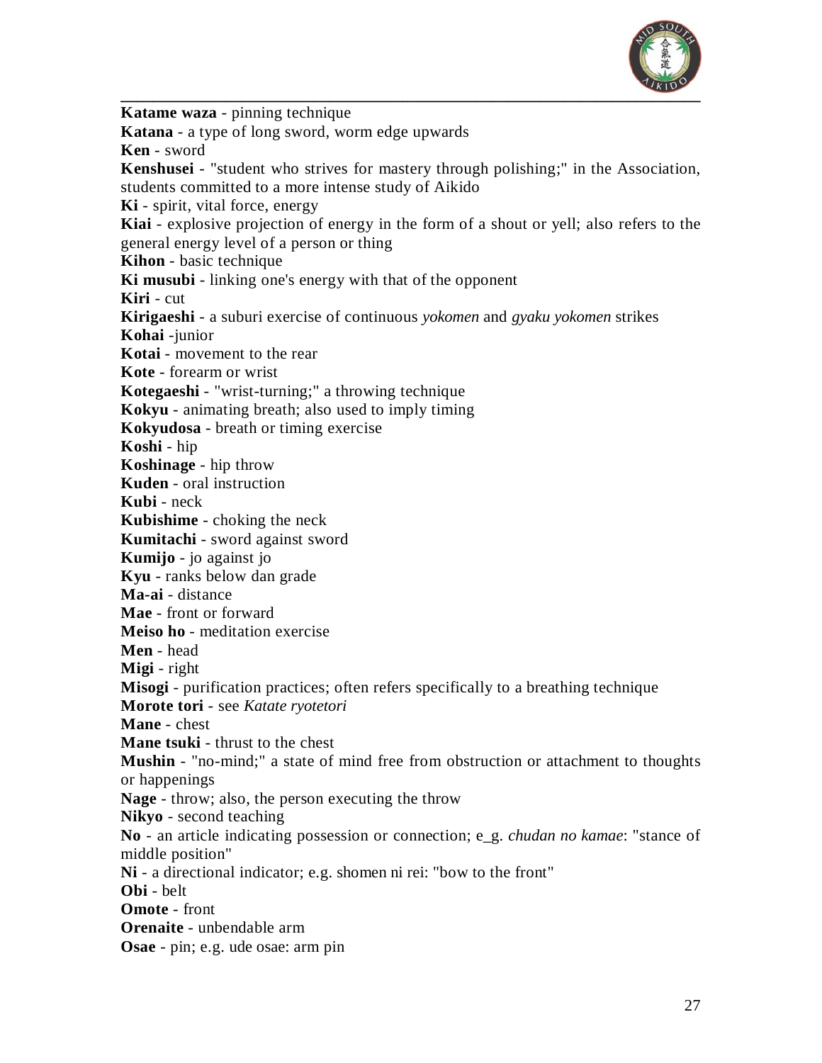**Katame waza** - pinning technique
**Katana** - a type of long sword, worm edge upwards
**Ken** - sword
**Kenshusei** - "student who strives for mastery through polishing;" in the Association, students committed to a more intense study of Aikido
**Ki** - spirit, vital force, energy
**Kiai** - explosive projection of energy in the form of a shout or yell; also refers to the general energy level of a person or thing
**Kihon** - basic technique
**Ki musubi** - linking one's energy with that of the opponent
**Kiri** - cut
**Kirigaeshi** - a suburi exercise of continuous *yokomen* and *gyaku yokomen* strikes
**Kohai** -junior
**Kotai** - movement to the rear
**Kote** - forearm or wrist
**Kotegaeshi** - "wrist-turning;" a throwing technique
**Kokyu** - animating breath; also used to imply timing
**Kokyudosa** - breath or timing exercise
**Koshi** - hip
**Koshinage** - hip throw
**Kuden** - oral instruction
**Kubi** - neck
**Kubishime** - choking the neck
**Kumitachi** - sword against sword
**Kumijo** - jo against jo
**Kyu** - ranks below dan grade
**Ma-ai** - distance
**Mae** - front or forward
**Meiso ho** - meditation exercise
**Men** - head
**Migi** - right
**Misogi** - purification practices; often refers specifically to a breathing technique
**Morote tori** - see *Katate ryotetori*
**Mane** - chest
**Mane tsuki** - thrust to the chest
**Mushin** - "no-mind;" a state of mind free from obstruction or attachment to thoughts or happenings
**Nage** - throw; also, the person executing the throw
**Nikyo** - second teaching
**No** - an article indicating possession or connection; e_g. *chudan no kamae*: "stance of middle position"
**Ni** - a directional indicator; e.g. shomen ni rei: "bow to the front"
**Obi** - belt
**Omote** - front
**Orenaite** - unbendable arm
**Osae** - pin; e.g. ude osae: arm pin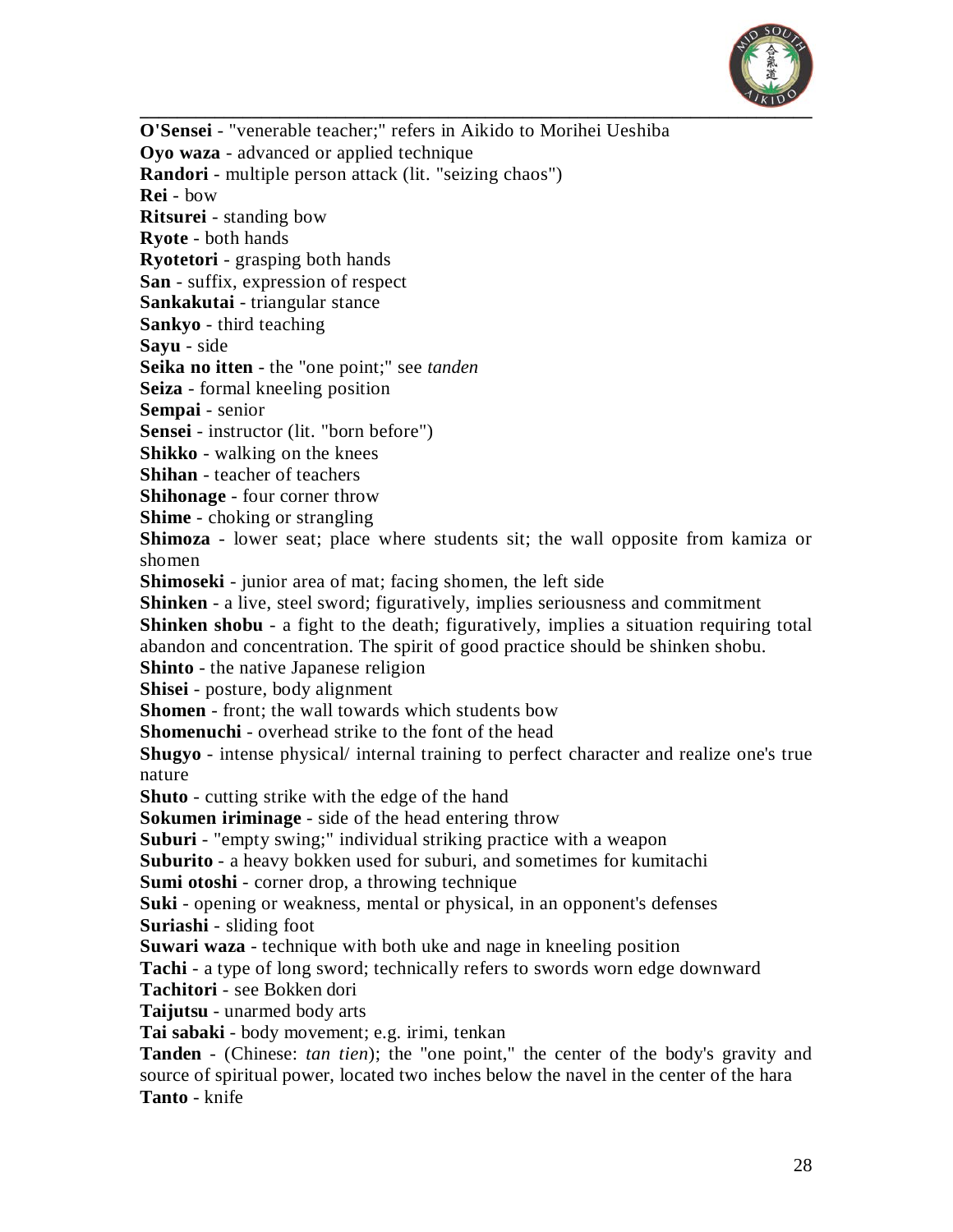**O'Sensei** - "venerable teacher;" refers in Aikido to Morihei Ueshiba
**Oyo waza** - advanced or applied technique
**Randori** - multiple person attack (lit. "seizing chaos")
**Rei** - bow
**Ritsurei** - standing bow
**Ryote** - both hands
**Ryotetori** - grasping both hands
**San** - suffix, expression of respect
**Sankakutai** - triangular stance
**Sankyo** - third teaching
**Sayu** - side
**Seika no itten** - the "one point;" see *tanden*
**Seiza** - formal kneeling position
**Sempai** - senior
**Sensei** - instructor (lit. "born before")
**Shikko** - walking on the knees
**Shihan** - teacher of teachers
**Shihonage** - four corner throw
**Shime** - choking or strangling
**Shimoza** - lower seat; place where students sit; the wall opposite from kamiza or shomen
**Shimoseki** - junior area of mat; facing shomen, the left side
**Shinken** - a live, steel sword; figuratively, implies seriousness and commitment
**Shinken shobu** - a fight to the death; figuratively, implies a situation requiring total abandon and concentration. The spirit of good practice should be shinken shobu.
**Shinto** - the native Japanese religion
**Shisei** - posture, body alignment
**Shomen** - front; the wall towards which students bow
**Shomenuchi** - overhead strike to the font of the head
**Shugyo** - intense physical/ internal training to perfect character and realize one's true nature
**Shuto** - cutting strike with the edge of the hand
**Sokumen iriminage** - side of the head entering throw
**Suburi** - "empty swing;" individual striking practice with a weapon
**Suburito** - a heavy bokken used for suburi, and sometimes for kumitachi
**Sumi otoshi** - corner drop, a throwing technique
**Suki** - opening or weakness, mental or physical, in an opponent's defenses
**Suriashi** - sliding foot
**Suwari waza** - technique with both uke and nage in kneeling position
**Tachi** - a type of long sword; technically refers to swords worn edge downward
**Tachitori** - see Bokken dori
**Taijutsu** - unarmed body arts
**Tai sabaki** - body movement; e.g. irimi, tenkan
**Tanden** - (Chinese: *tan tien*); the "one point," the center of the body's gravity and source of spiritual power, located two inches below the navel in the center of the hara
**Tanto** - knife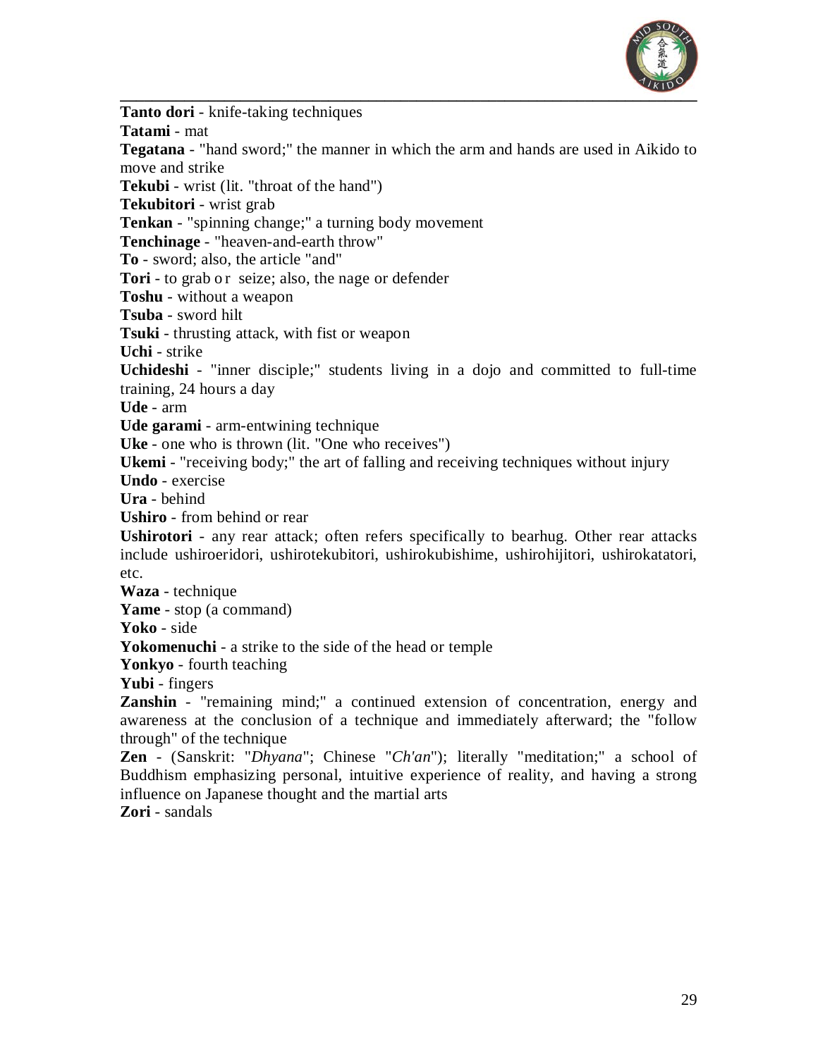**Tanto dori** - knife-taking techniques

**Tatami** - mat

**Tegatana** - "hand sword;" the manner in which the arm and hands are used in Aikido to move and strike

**Tekubi** - wrist (lit. "throat of the hand")

**Tekubitori** - wrist grab

**Tenkan** - "spinning change;" a turning body movement

**Tenchinage** - "heaven-and-earth throw"

**To** - sword; also, the article "and"

**Tori** - to grab or seize; also, the nage or defender

**Toshu** - without a weapon

**Tsuba** - sword hilt

**Tsuki** - thrusting attack, with fist or weapon

**Uchi** - strike

**Uchideshi** - "inner disciple;" students living in a dojo and committed to full-time training, 24 hours a day

**Ude** - arm

**Ude garami** - arm-entwining technique

**Uke** - one who is thrown (lit. "One who receives")

**Ukemi** - "receiving body;" the art of falling and receiving techniques without injury

**Undo** - exercise

**Ura** - behind

**Ushiro** - from behind or rear

**Ushirotori** - any rear attack; often refers specifically to bearhug. Other rear attacks include ushiroeridori, ushirotekubitori, ushirokubishime, ushirohijitori, ushirokatatori, etc.

**Waza** - technique

**Yame** - stop (a command)

**Yoko** - side

**Yokomenuchi** - a strike to the side of the head or temple

**Yonkyo** - fourth teaching

**Yubi** - fingers

**Zanshin** - "remaining mind;" a continued extension of concentration, energy and awareness at the conclusion of a technique and immediately afterward; the "follow through" of the technique

**Zen** - (Sanskrit: "*Dhyana*"; Chinese "*Ch'an*"); literally "meditation;" a school of Buddhism emphasizing personal, intuitive experience of reality, and having a strong influence on Japanese thought and the martial arts

**Zori** - sandals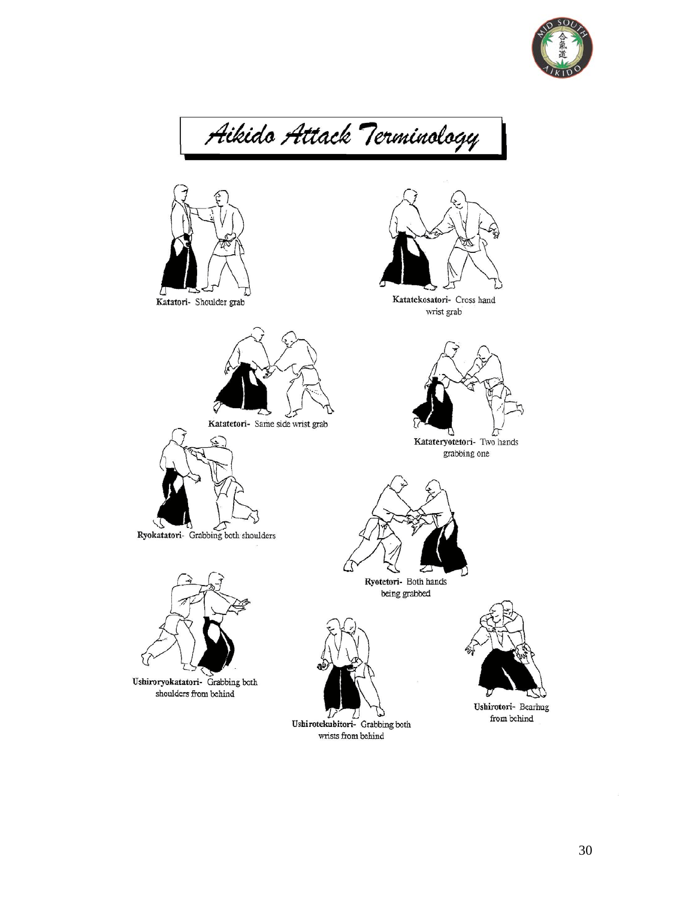# Aikido Attack Terminology

**Katatori**- Shoulder grab

**Katatekosatori**- Cross hand wrist grab

**Katatetori**- Same side wrist grab

**Katateryotetori**- Two hands grabbing one

**Ryokatatori**- Grabbing both shoulders

**Ryotetori**- Both hands being grabbed

**Ushiroryokatatori**- Grabbing both shoulders from behind

**Ushirotekubitori**- Grabbing both wrists from behind

**Ushirotori**- Bearhug from behind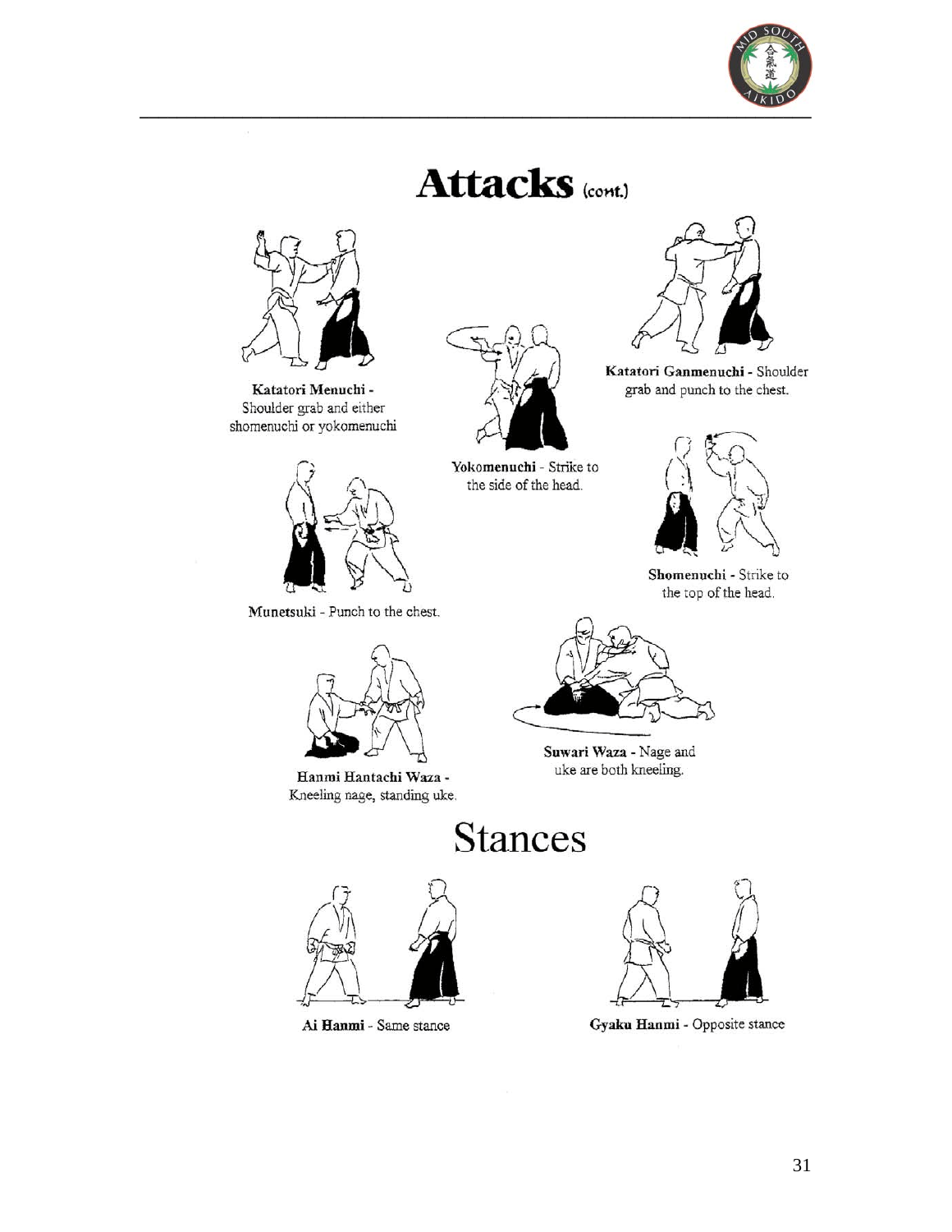# Attacks (cont.)

**Katatori Menuchi** - Shoulder grab and either shomenuchi or yokomenuchi

**Yokomenuchi** - Strike to the side of the head.

**Katatori Ganmenuchi** - Shoulder grab and punch to the chest.

**Munetsuki** - Punch to the chest.

**Shomenuchi** - Strike to the top of the head.

**Hanmi Hantachi Waza** - Kneeling nage, standing uke.

**Suwari Waza** - Nage and uke are both kneeling.

# Stances

**Ai Hanmi** - Same stance

**Gyaku Hanmi** - Opposite stance